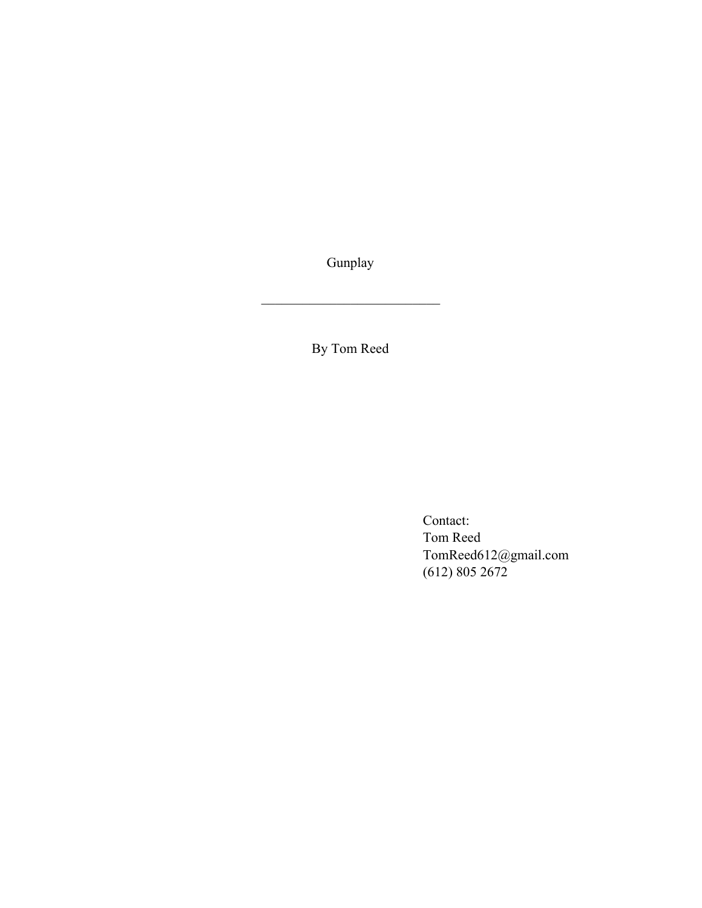# Gunplay

---

By Tom Reed

Contact:
Tom Reed
TomReed612@gmail.com
(612) 805 2672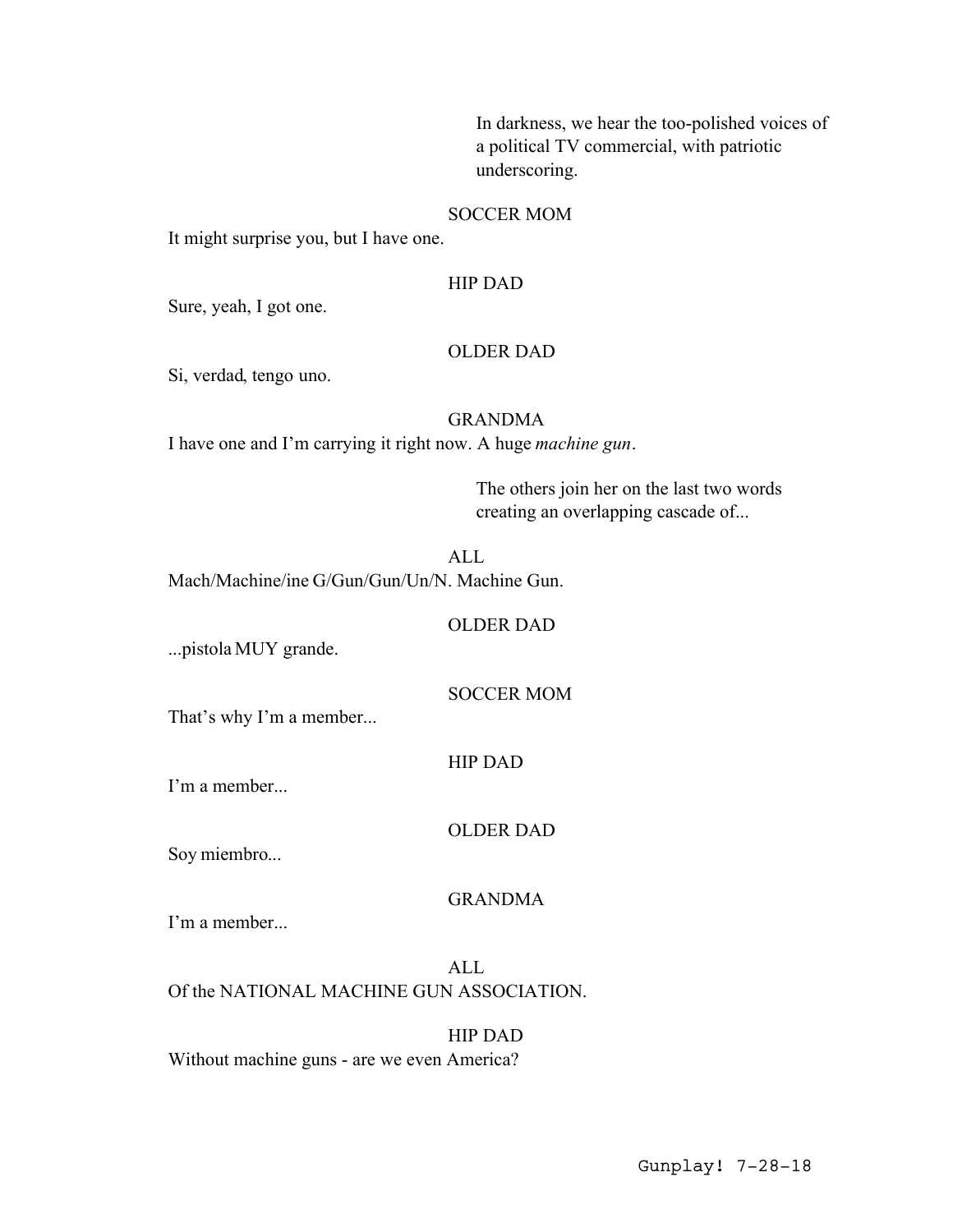In darkness, we hear the too-polished voices of a political TV commercial, with patriotic underscoring.

SOCCER MOM

It might surprise you, but I have one.

HIP DAD

Sure, yeah, I got one.

OLDER DAD

Si, verdad, tengo uno.

GRANDMA

I have one and I'm carrying it right now. A huge *machine gun*.

The others join her on the last two words creating an overlapping cascade of...

ALL

Mach/Machine/ine G/Gun/Gun/Un/N. Machine Gun.

OLDER DAD

...pistola MUY grande.

SOCCER MOM

That's why I'm a member...

HIP DAD

I'm a member...

OLDER DAD

Soy miembro...

GRANDMA

I'm a member...

ALL

Of the NATIONAL MACHINE GUN ASSOCIATION.

HIP DAD

Without machine guns - are we even America?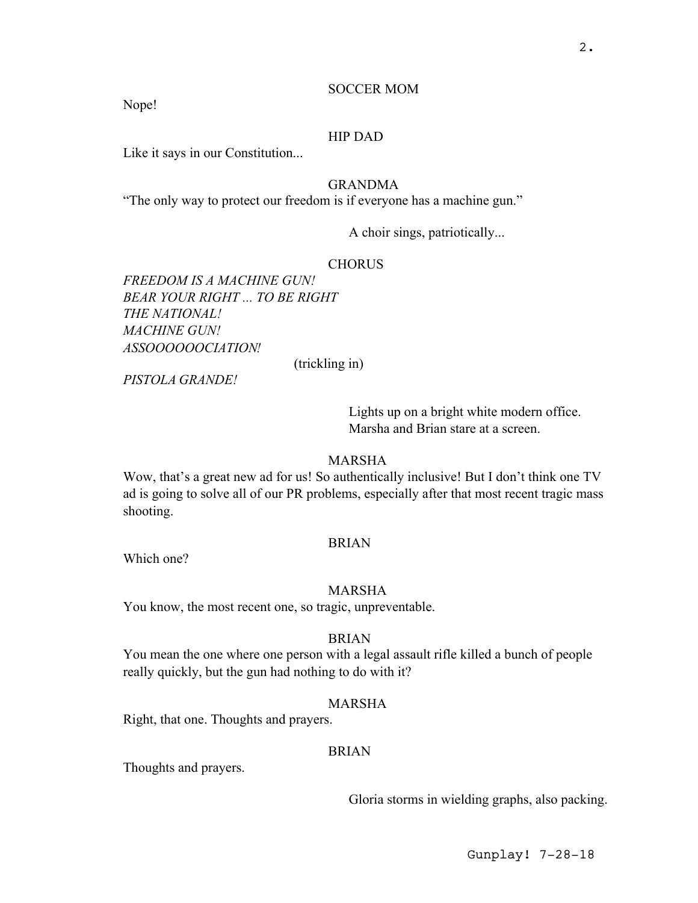SOCCER MOM

Nope!

HIP DAD

Like it says in our Constitution...

GRANDMA

"The only way to protect our freedom is if everyone has a machine gun."

A choir sings, patriotically...

CHORUS

*FREEDOM IS A MACHINE GUN!*
*BEAR YOUR RIGHT ... TO BE RIGHT*
*THE NATIONAL!*
*MACHINE GUN!*
*ASSOOOOOOCIATION!*

(trickling in)

*PISTOLA GRANDE!*

Lights up on a bright white modern office. Marsha and Brian stare at a screen.

MARSHA

Wow, that's a great new ad for us! So authentically inclusive! But I don't think one TV ad is going to solve all of our PR problems, especially after that most recent tragic mass shooting.

BRIAN

Which one?

MARSHA

You know, the most recent one, so tragic, unpreventable.

BRIAN

You mean the one where one person with a legal assault rifle killed a bunch of people really quickly, but the gun had nothing to do with it?

MARSHA

Right, that one. Thoughts and prayers.

BRIAN

Thoughts and prayers.

Gloria storms in wielding graphs, also packing.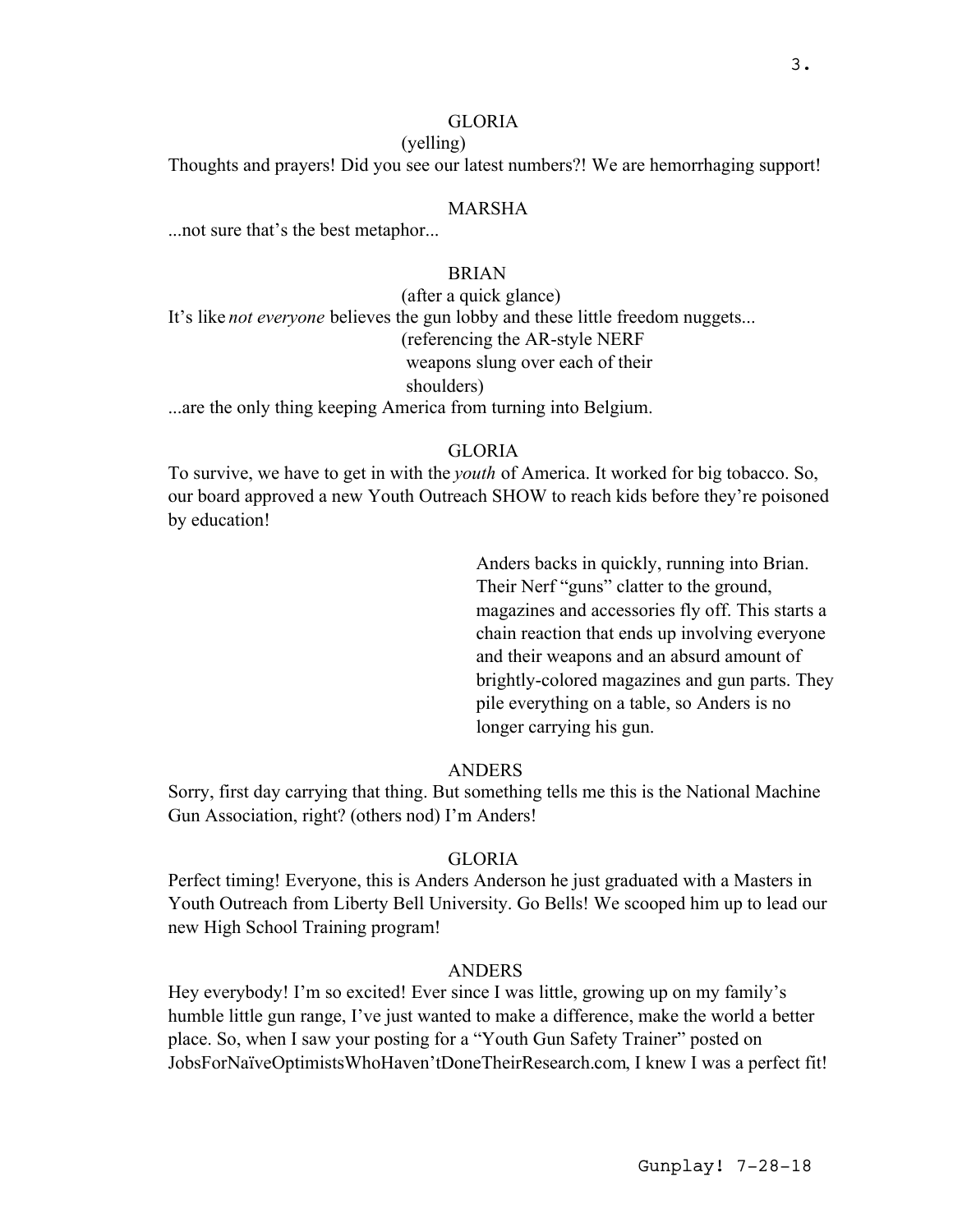GLORIA

(yelling)

Thoughts and prayers! Did you see our latest numbers?! We are hemorrhaging support!

MARSHA

...not sure that's the best metaphor...

BRIAN

(after a quick glance)

It's like *not everyone* believes the gun lobby and these little freedom nuggets...

(referencing the AR-style NERF weapons slung over each of their shoulders)

...are the only thing keeping America from turning into Belgium.

GLORIA

To survive, we have to get in with the *youth* of America. It worked for big tobacco. So, our board approved a new Youth Outreach SHOW to reach kids before they're poisoned by education!

Anders backs in quickly, running into Brian. Their Nerf "guns" clatter to the ground, magazines and accessories fly off. This starts a chain reaction that ends up involving everyone and their weapons and an absurd amount of brightly-colored magazines and gun parts. They pile everything on a table, so Anders is no longer carrying his gun.

ANDERS

Sorry, first day carrying that thing. But something tells me this is the National Machine Gun Association, right? (others nod) I'm Anders!

GLORIA

Perfect timing! Everyone, this is Anders Anderson he just graduated with a Masters in Youth Outreach from Liberty Bell University. Go Bells! We scooped him up to lead our new High School Training program!

ANDERS

Hey everybody! I'm so excited! Ever since I was little, growing up on my family's humble little gun range, I've just wanted to make a difference, make the world a better place. So, when I saw your posting for a "Youth Gun Safety Trainer" posted on JobsForNaïveOptimistsWhoHaven'tDoneTheirResearch.com, I knew I was a perfect fit!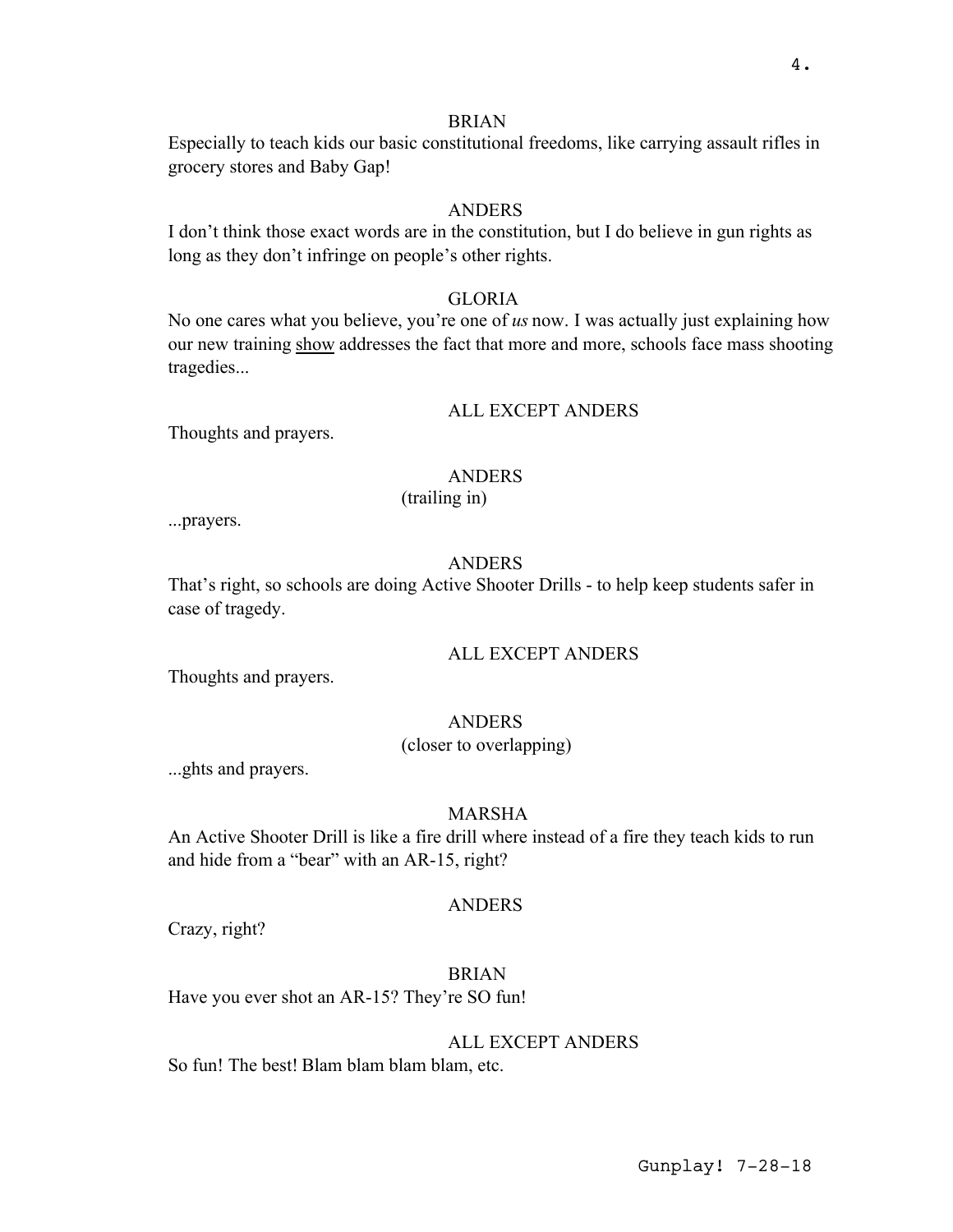BRIAN

Especially to teach kids our basic constitutional freedoms, like carrying assault rifles in grocery stores and Baby Gap!

ANDERS

I don't think those exact words are in the constitution, but I do believe in gun rights as long as they don't infringe on people's other rights.

GLORIA

No one cares what you believe, you're one of *us* now. I was actually just explaining how our new training <u>show</u> addresses the fact that more and more, schools face mass shooting tragedies...

ALL EXCEPT ANDERS

Thoughts and prayers.

ANDERS

(trailing in)

...prayers.

ANDERS

That's right, so schools are doing Active Shooter Drills - to help keep students safer in case of tragedy.

ALL EXCEPT ANDERS

Thoughts and prayers.

ANDERS

(closer to overlapping)

...ghts and prayers.

MARSHA

An Active Shooter Drill is like a fire drill where instead of a fire they teach kids to run and hide from a "bear" with an AR-15, right?

ANDERS

Crazy, right?

BRIAN

Have you ever shot an AR-15? They're SO fun!

ALL EXCEPT ANDERS

So fun! The best! Blam blam blam blam, etc.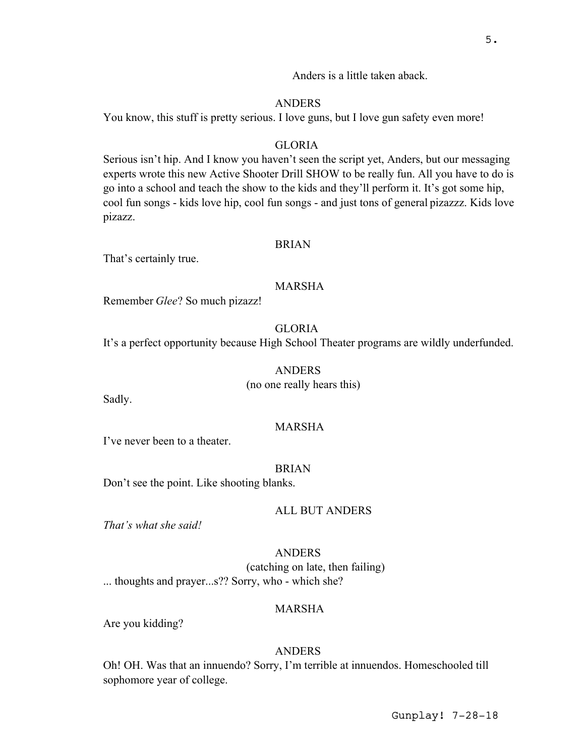Anders is a little taken aback.

ANDERS

You know, this stuff is pretty serious. I love guns, but I love gun safety even more!

GLORIA

Serious isn't hip. And I know you haven't seen the script yet, Anders, but our messaging experts wrote this new Active Shooter Drill SHOW to be really fun. All you have to do is go into a school and teach the show to the kids and they'll perform it. It's got some hip, cool fun songs - kids love hip, cool fun songs - and just tons of general pizazzz. Kids love pizazz.

BRIAN

That's certainly true.

MARSHA

Remember *Glee*? So much pizazz!

GLORIA

It's a perfect opportunity because High School Theater programs are wildly underfunded.

ANDERS

(no one really hears this)

Sadly.

MARSHA

I've never been to a theater.

BRIAN

Don't see the point. Like shooting blanks.

ALL BUT ANDERS

*That's what she said!*

ANDERS

(catching on late, then failing)

... thoughts and prayer...s?? Sorry, who - which she?

MARSHA

Are you kidding?

ANDERS

Oh! OH. Was that an innuendo? Sorry, I'm terrible at innuendos. Homeschooled till sophomore year of college.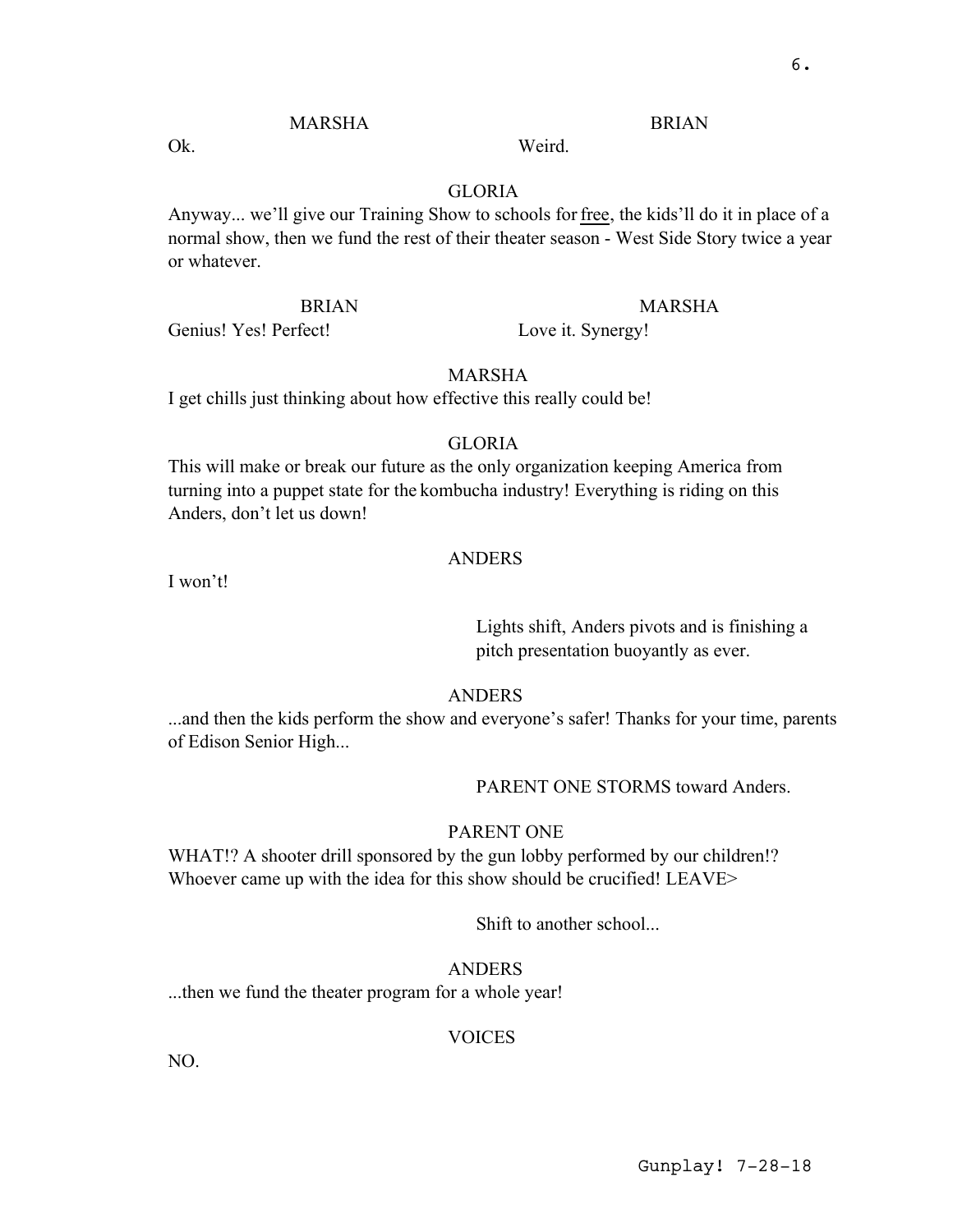MARSHA
Ok.

BRIAN
Weird.

GLORIA
Anyway... we'll give our Training Show to schools for <u>free</u>, the kids'll do it in place of a normal show, then we fund the rest of their theater season - West Side Story twice a year or whatever.

BRIAN
Genius! Yes! Perfect!

MARSHA
Love it. Synergy!

MARSHA
I get chills just thinking about how effective this really could be!

GLORIA
This will make or break our future as the only organization keeping America from turning into a puppet state for the kombucha industry! Everything is riding on this Anders, don't let us down!

ANDERS
I won't!

Lights shift, Anders pivots and is finishing a pitch presentation buoyantly as ever.

ANDERS
...and then the kids perform the show and everyone's safer! Thanks for your time, parents of Edison Senior High...

PARENT ONE STORMS toward Anders.

PARENT ONE
WHAT!? A shooter drill sponsored by the gun lobby performed by our children!? Whoever came up with the idea for this show should be crucified! LEAVE>

Shift to another school...

ANDERS
...then we fund the theater program for a whole year!

VOICES
NO.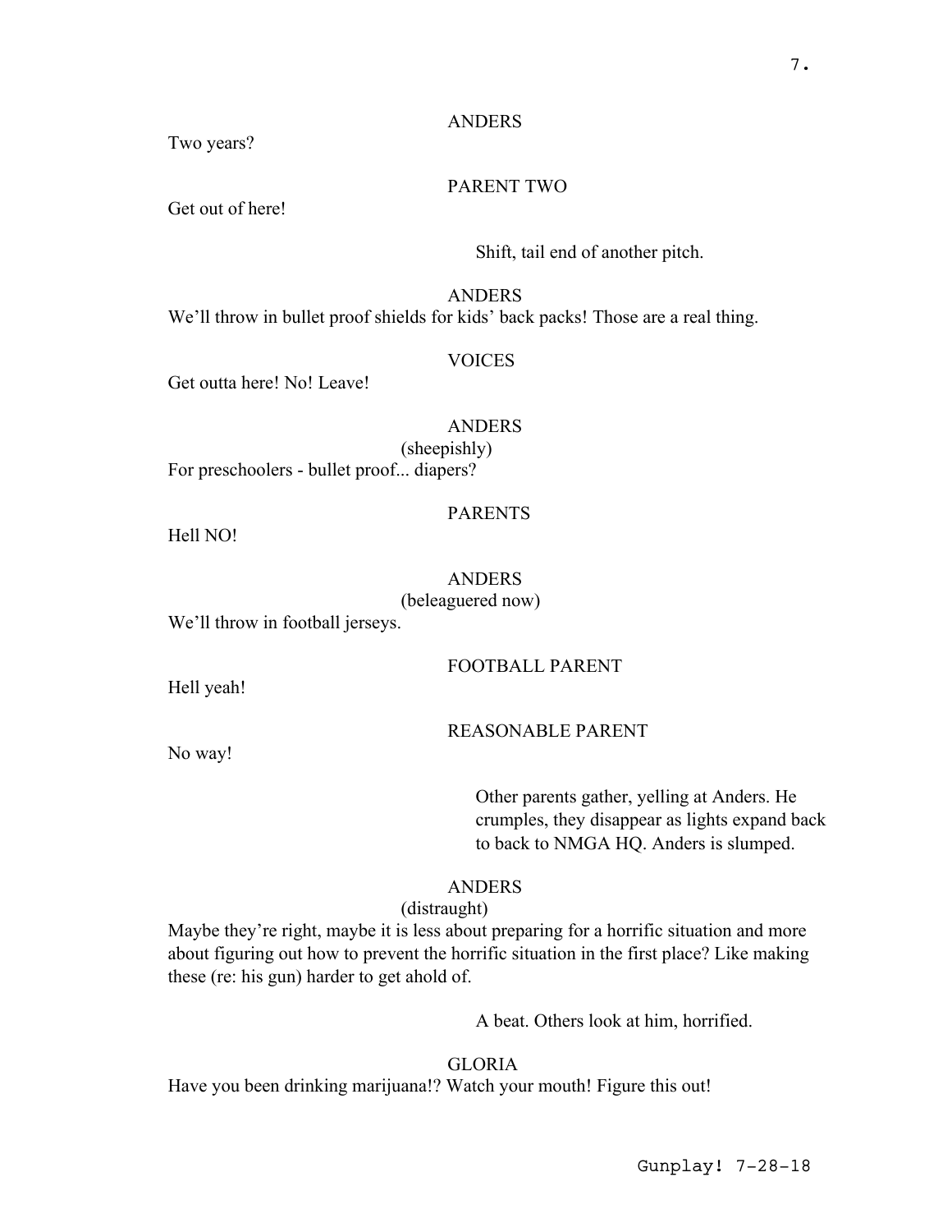ANDERS

Two years?

PARENT TWO

Get out of here!

Shift, tail end of another pitch.

ANDERS

We'll throw in bullet proof shields for kids' back packs! Those are a real thing.

VOICES

Get outta here! No! Leave!

ANDERS

(sheepishly)

For preschoolers - bullet proof... diapers?

PARENTS

Hell NO!

ANDERS

(beleaguered now)

We'll throw in football jerseys.

FOOTBALL PARENT

Hell yeah!

REASONABLE PARENT

No way!

Other parents gather, yelling at Anders. He crumples, they disappear as lights expand back to back to NMGA HQ. Anders is slumped.

ANDERS

(distraught)

Maybe they're right, maybe it is less about preparing for a horrific situation and more about figuring out how to prevent the horrific situation in the first place? Like making these (re: his gun) harder to get ahold of.

A beat. Others look at him, horrified.

GLORIA

Have you been drinking marijuana!? Watch your mouth! Figure this out!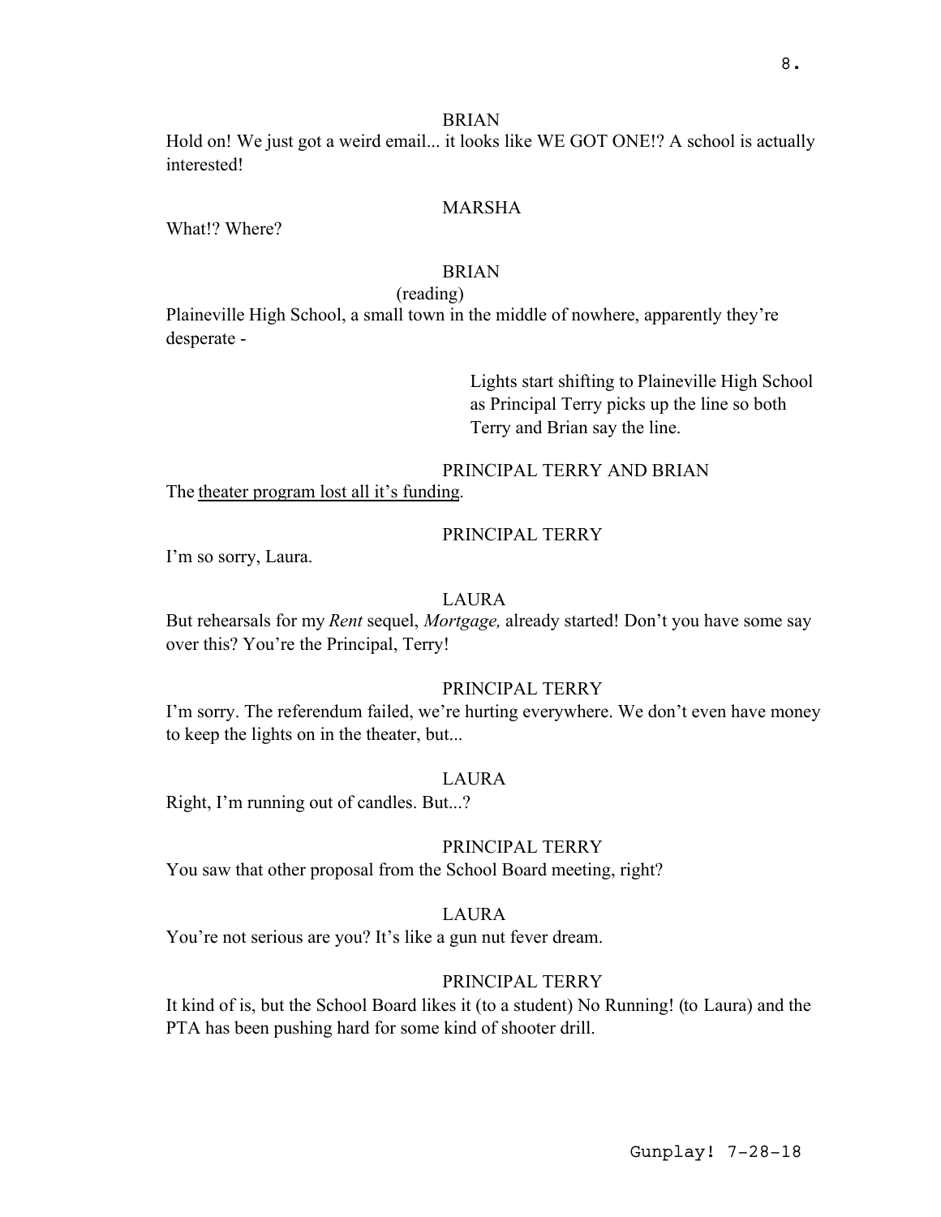BRIAN

Hold on! We just got a weird email... it looks like WE GOT ONE!? A school is actually interested!

MARSHA

What!? Where?

BRIAN

(reading)

Plaineville High School, a small town in the middle of nowhere, apparently they're desperate -

Lights start shifting to Plaineville High School as Principal Terry picks up the line so both Terry and Brian say the line.

PRINCIPAL TERRY AND BRIAN

The <u>theater program lost all it's funding</u>.

PRINCIPAL TERRY

I'm so sorry, Laura.

LAURA

But rehearsals for my *Rent* sequel, *Mortgage,* already started! Don't you have some say over this? You're the Principal, Terry!

PRINCIPAL TERRY

I'm sorry. The referendum failed, we're hurting everywhere. We don't even have money to keep the lights on in the theater, but...

LAURA

Right, I'm running out of candles. But...?

PRINCIPAL TERRY

You saw that other proposal from the School Board meeting, right?

LAURA

You're not serious are you? It's like a gun nut fever dream.

PRINCIPAL TERRY

It kind of is, but the School Board likes it (to a student) No Running! (to Laura) and the PTA has been pushing hard for some kind of shooter drill.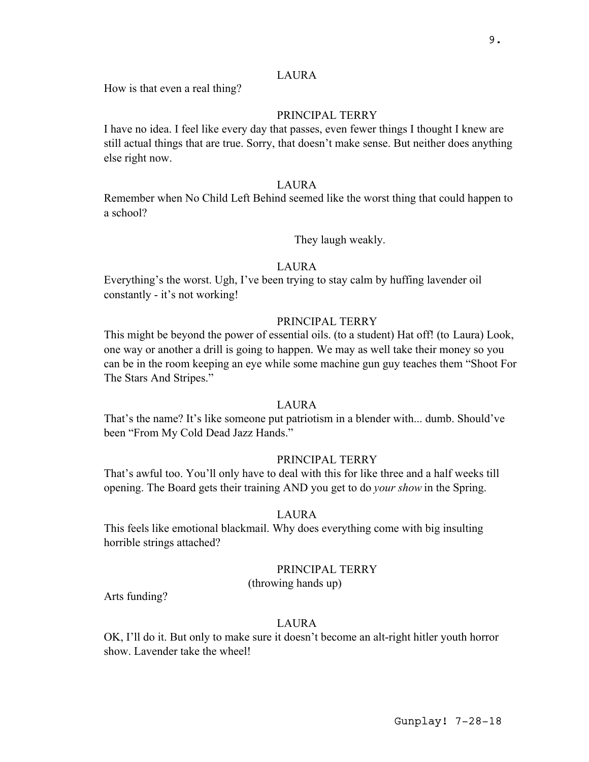LAURA

How is that even a real thing?

PRINCIPAL TERRY

I have no idea. I feel like every day that passes, even fewer things I thought I knew are still actual things that are true. Sorry, that doesn't make sense. But neither does anything else right now.

LAURA

Remember when No Child Left Behind seemed like the worst thing that could happen to a school?

They laugh weakly.

LAURA

Everything's the worst. Ugh, I've been trying to stay calm by huffing lavender oil constantly - it's not working!

PRINCIPAL TERRY

This might be beyond the power of essential oils. (to a student) Hat off! (to Laura) Look, one way or another a drill is going to happen. We may as well take their money so you can be in the room keeping an eye while some machine gun guy teaches them "Shoot For The Stars And Stripes."

LAURA

That's the name? It's like someone put patriotism in a blender with... dumb. Should've been "From My Cold Dead Jazz Hands."

PRINCIPAL TERRY

That's awful too. You'll only have to deal with this for like three and a half weeks till opening. The Board gets their training AND you get to do *your show* in the Spring.

LAURA

This feels like emotional blackmail. Why does everything come with big insulting horrible strings attached?

PRINCIPAL TERRY

(throwing hands up)

Arts funding?

LAURA

OK, I'll do it. But only to make sure it doesn't become an alt-right hitler youth horror show. Lavender take the wheel!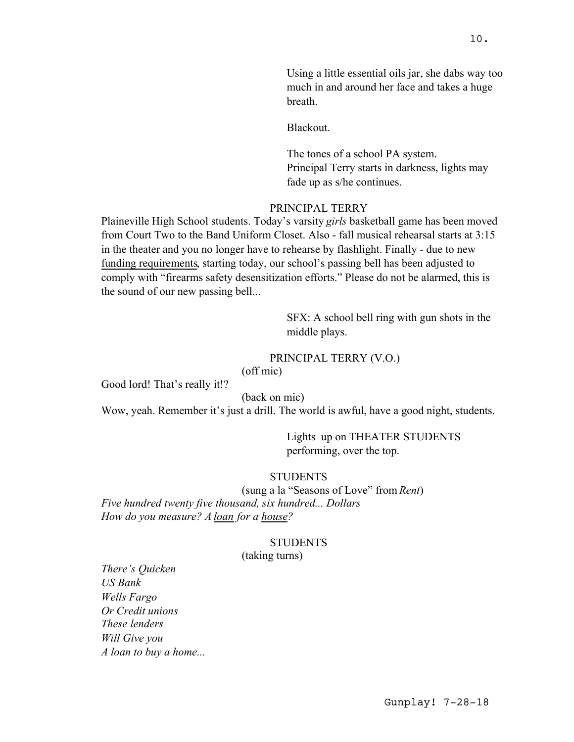Using a little essential oils jar, she dabs way too much in and around her face and takes a huge breath.

Blackout.

The tones of a school PA system.
Principal Terry starts in darkness, lights may fade up as s/he continues.

PRINCIPAL TERRY

Plaineville High School students. Today's varsity *girls* basketball game has been moved from Court Two to the Band Uniform Closet. Also - fall musical rehearsal starts at 3:15 in the theater and you no longer have to rehearse by flashlight. Finally - due to new funding requirements, starting today, our school's passing bell has been adjusted to comply with "firearms safety desensitization efforts." Please do not be alarmed, this is the sound of our new passing bell...

SFX: A school bell ring with gun shots in the middle plays.

PRINCIPAL TERRY (V.O.)
(off mic)

Good lord! That's really it!?

(back on mic)

Wow, yeah. Remember it's just a drill. The world is awful, have a good night, students.

Lights up on THEATER STUDENTS performing, over the top.

STUDENTS
(sung a la "Seasons of Love" from *Rent*)

*Five hundred twenty five thousand, six hundred... Dollars*
*How do you measure? A loan for a house?*

STUDENTS
(taking turns)

*There's Quicken*
*US Bank*
*Wells Fargo*
*Or Credit unions*
*These lenders*
*Will Give you*
*A loan to buy a home...*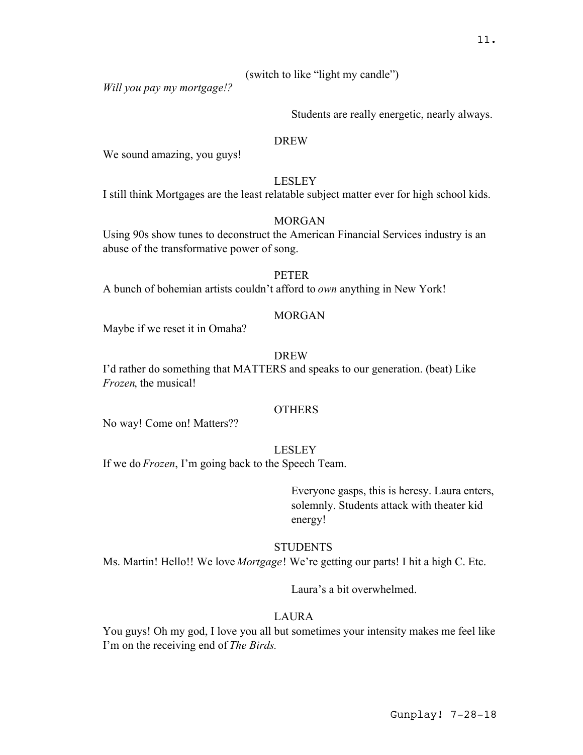(switch to like "light my candle")

*Will you pay my mortgage!?*

Students are really energetic, nearly always.

DREW

We sound amazing, you guys!

LESLEY

I still think Mortgages are the least relatable subject matter ever for high school kids.

MORGAN

Using 90s show tunes to deconstruct the American Financial Services industry is an abuse of the transformative power of song.

PETER

A bunch of bohemian artists couldn't afford to *own* anything in New York!

MORGAN

Maybe if we reset it in Omaha?

DREW

I'd rather do something that MATTERS and speaks to our generation. (beat) Like *Frozen*, the musical!

OTHERS

No way! Come on! Matters??

LESLEY

If we do *Frozen*, I'm going back to the Speech Team.

Everyone gasps, this is heresy. Laura enters, solemnly. Students attack with theater kid energy!

STUDENTS

Ms. Martin! Hello!! We love *Mortgage*! We're getting our parts! I hit a high C. Etc.

Laura's a bit overwhelmed.

LAURA

You guys! Oh my god, I love you all but sometimes your intensity makes me feel like I'm on the receiving end of *The Birds.*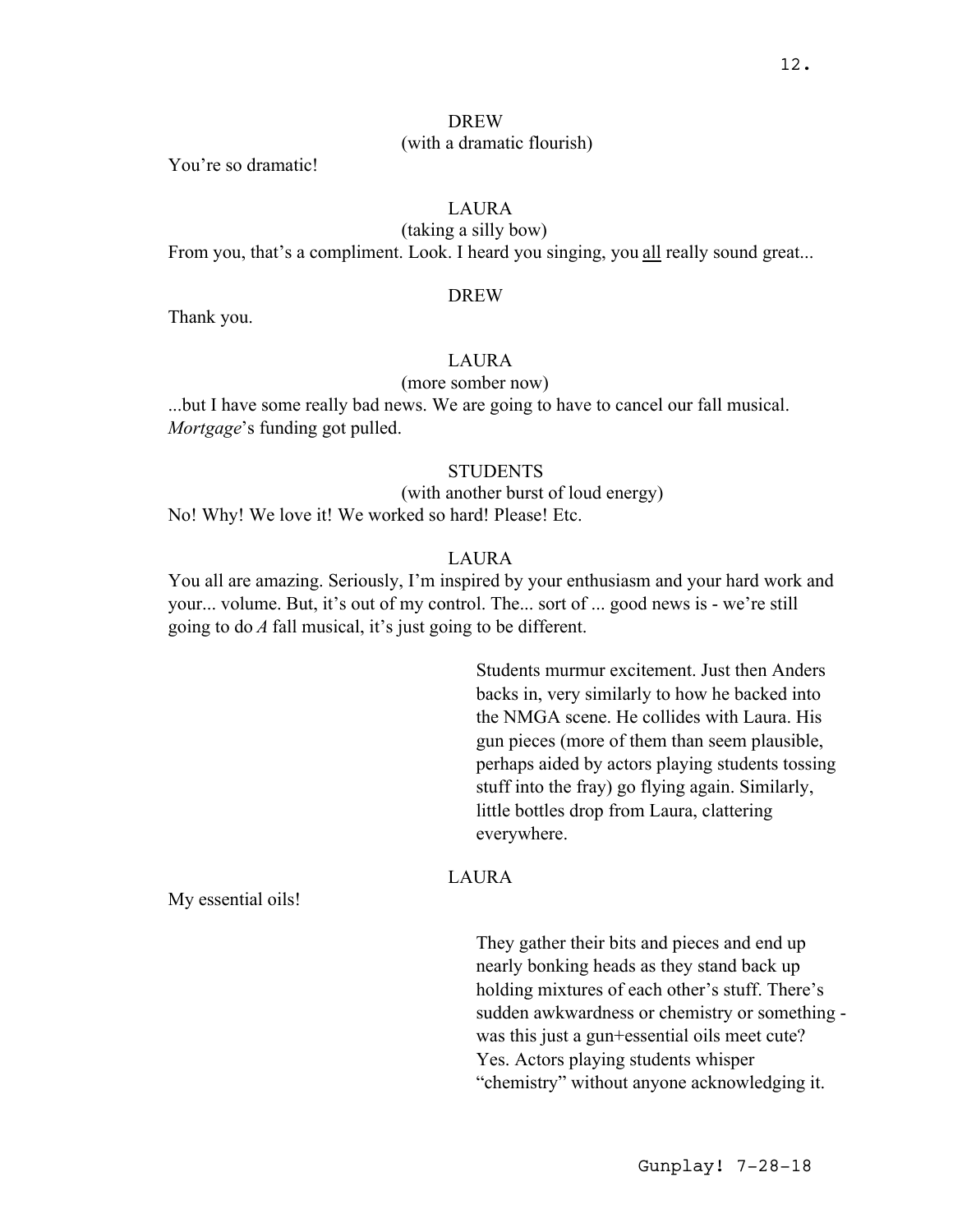DREW
(with a dramatic flourish)

You're so dramatic!

LAURA
(taking a silly bow)

From you, that's a compliment. Look. I heard you singing, you <u>all</u> really sound great...

DREW

Thank you.

LAURA
(more somber now)

...but I have some really bad news. We are going to have to cancel our fall musical. *Mortgage*'s funding got pulled.

STUDENTS
(with another burst of loud energy)

No! Why! We love it! We worked so hard! Please! Etc.

LAURA

You all are amazing. Seriously, I'm inspired by your enthusiasm and your hard work and your... volume. But, it's out of my control. The... sort of ... good news is - we're still going to do *A* fall musical, it's just going to be different.

Students murmur excitement. Just then Anders backs in, very similarly to how he backed into the NMGA scene. He collides with Laura. His gun pieces (more of them than seem plausible, perhaps aided by actors playing students tossing stuff into the fray) go flying again. Similarly, little bottles drop from Laura, clattering everywhere.

LAURA

My essential oils!

They gather their bits and pieces and end up nearly bonking heads as they stand back up holding mixtures of each other's stuff. There's sudden awkwardness or chemistry or something - was this just a gun+essential oils meet cute? Yes. Actors playing students whisper "chemistry" without anyone acknowledging it.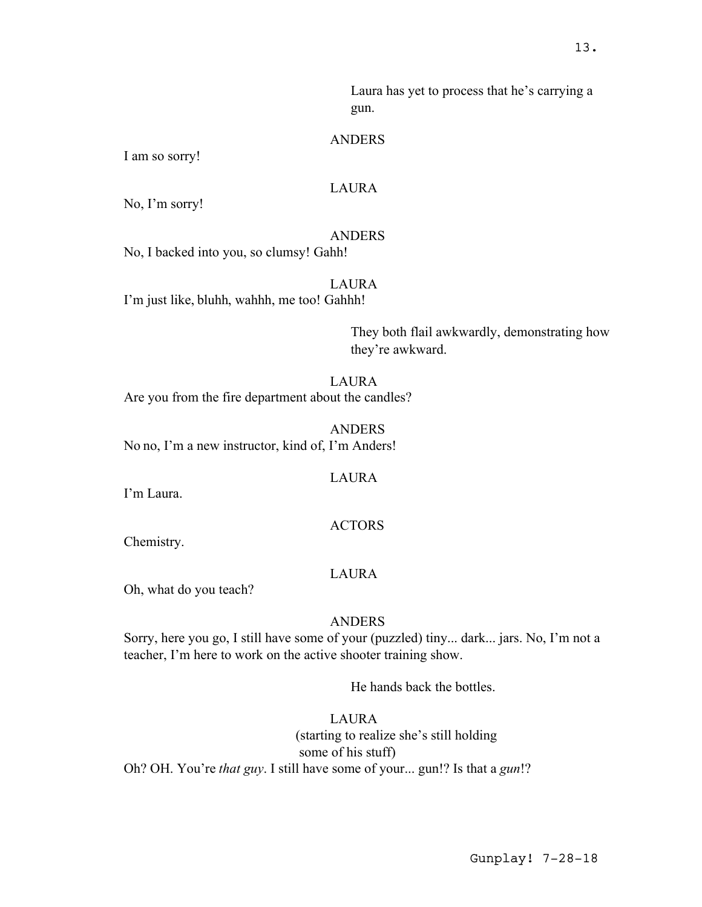Laura has yet to process that he's carrying a gun.

ANDERS

I am so sorry!

LAURA

No, I'm sorry!

ANDERS

No, I backed into you, so clumsy! Gahh!

LAURA

I'm just like, bluhh, wahhh, me too! Gahhh!

They both flail awkwardly, demonstrating how they're awkward.

LAURA

Are you from the fire department about the candles?

ANDERS

No no, I'm a new instructor, kind of, I'm Anders!

LAURA

I'm Laura.

ACTORS

Chemistry.

LAURA

Oh, what do you teach?

ANDERS

Sorry, here you go, I still have some of your (puzzled) tiny... dark... jars. No, I'm not a teacher, I'm here to work on the active shooter training show.

He hands back the bottles.

LAURA

(starting to realize she's still holding some of his stuff)

Oh? OH. You're *that guy*. I still have some of your... gun!? Is that a *gun*!?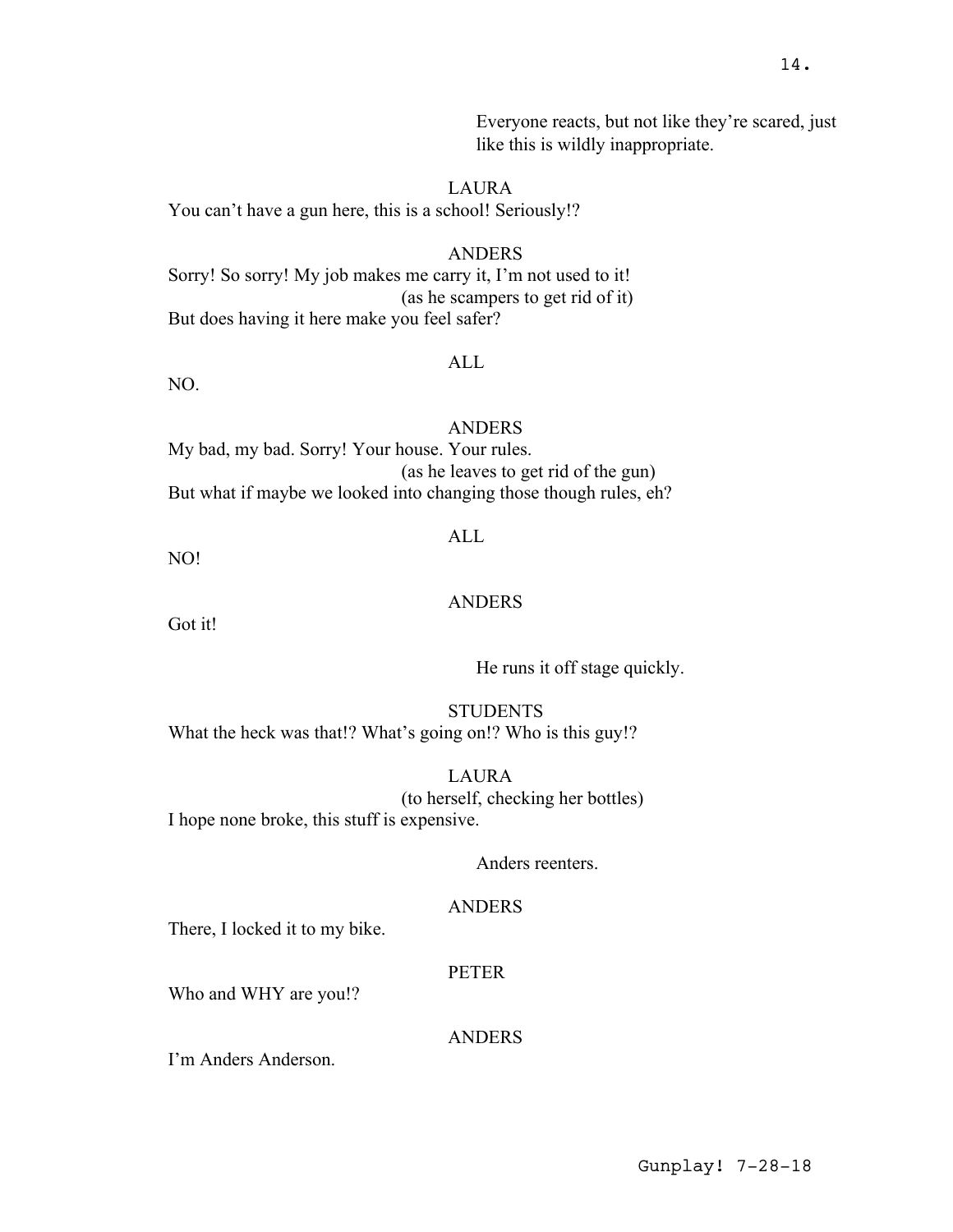Everyone reacts, but not like they're scared, just like this is wildly inappropriate.

LAURA
You can't have a gun here, this is a school! Seriously!?

ANDERS
Sorry! So sorry! My job makes me carry it, I'm not used to it!
(as he scampers to get rid of it)
But does having it here make you feel safer?

ALL
NO.

ANDERS
My bad, my bad. Sorry! Your house. Your rules.
(as he leaves to get rid of the gun)
But what if maybe we looked into changing those though rules, eh?

ALL
NO!

ANDERS
Got it!

He runs it off stage quickly.

STUDENTS
What the heck was that!? What's going on!? Who is this guy!?

LAURA
(to herself, checking her bottles)
I hope none broke, this stuff is expensive.

Anders reenters.

ANDERS
There, I locked it to my bike.

PETER
Who and WHY are you!?

ANDERS
I'm Anders Anderson.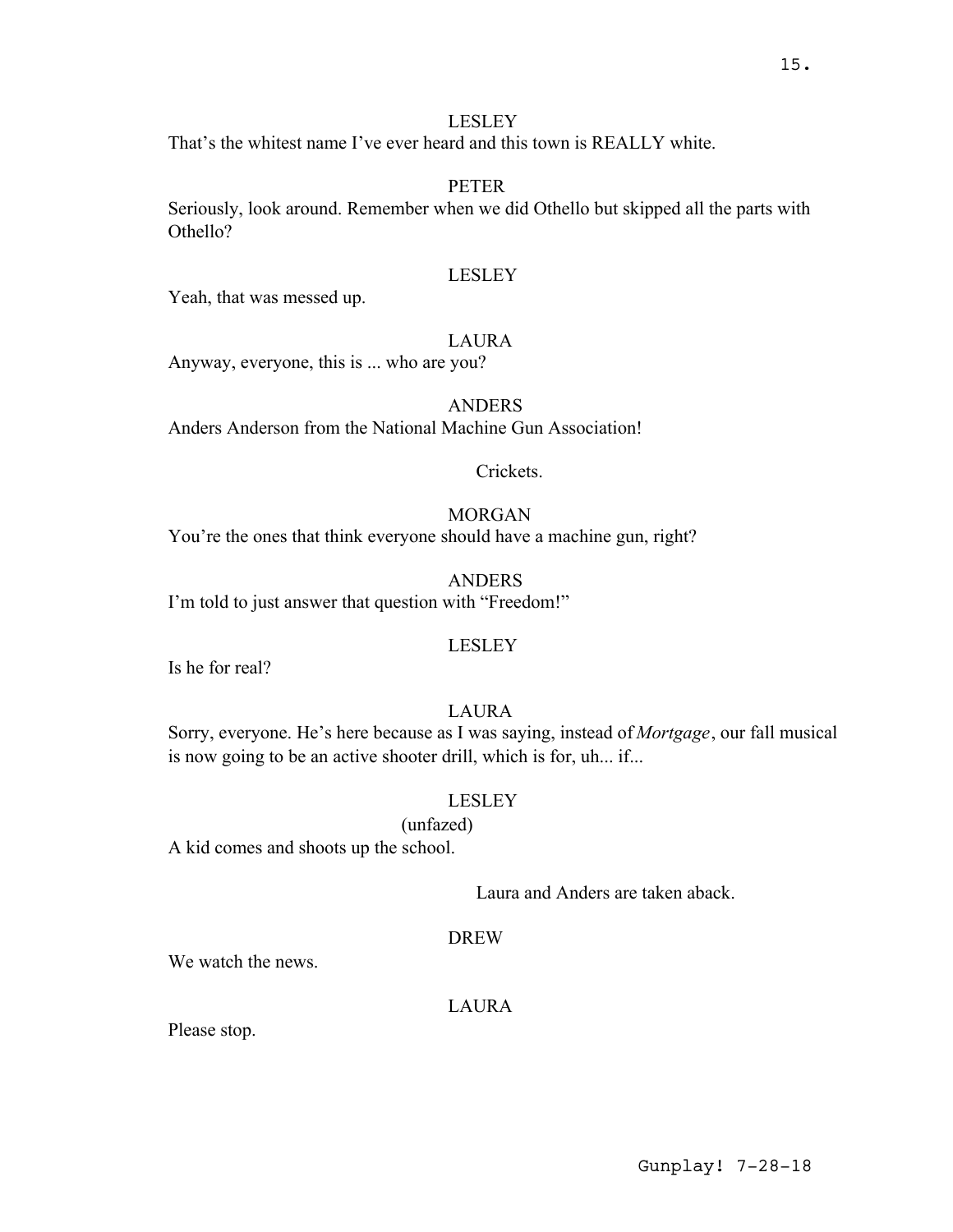LESLEY

That's the whitest name I've ever heard and this town is REALLY white.

PETER

Seriously, look around. Remember when we did Othello but skipped all the parts with Othello?

LESLEY

Yeah, that was messed up.

LAURA

Anyway, everyone, this is ... who are you?

ANDERS

Anders Anderson from the National Machine Gun Association!

Crickets.

MORGAN

You're the ones that think everyone should have a machine gun, right?

ANDERS

I'm told to just answer that question with "Freedom!"

LESLEY

Is he for real?

LAURA

Sorry, everyone. He's here because as I was saying, instead of *Mortgage*, our fall musical is now going to be an active shooter drill, which is for, uh... if...

LESLEY

(unfazed)

A kid comes and shoots up the school.

Laura and Anders are taken aback.

DREW

We watch the news.

LAURA

Please stop.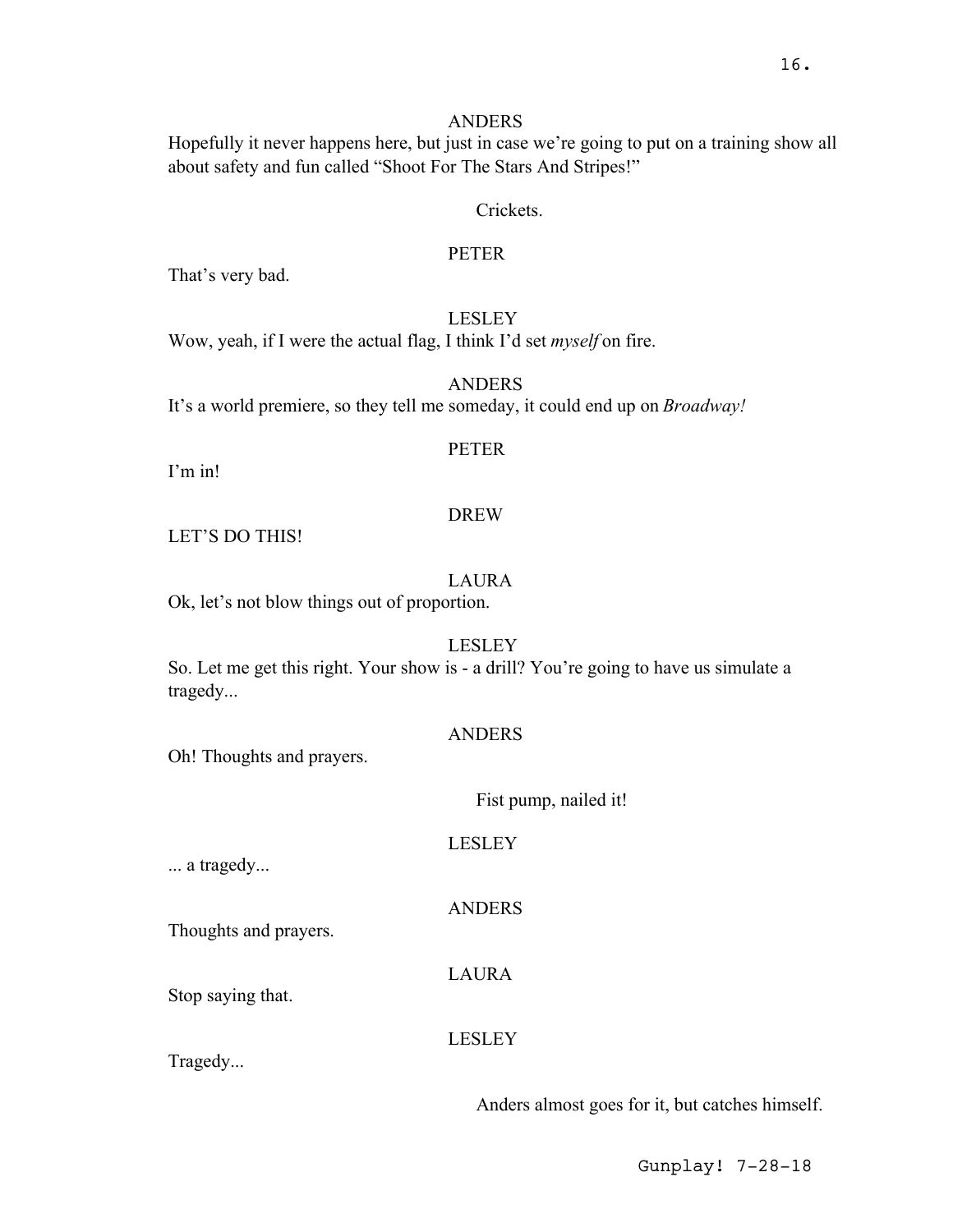ANDERS

Hopefully it never happens here, but just in case we're going to put on a training show all about safety and fun called "Shoot For The Stars And Stripes!"

Crickets.

PETER

That's very bad.

LESLEY

Wow, yeah, if I were the actual flag, I think I'd set *myself* on fire.

ANDERS

It's a world premiere, so they tell me someday, it could end up on *Broadway!*

PETER

I'm in!

DREW

LET'S DO THIS!

LAURA

Ok, let's not blow things out of proportion.

LESLEY

So. Let me get this right. Your show is - a drill? You're going to have us simulate a tragedy...

ANDERS

Oh! Thoughts and prayers.

Fist pump, nailed it!

LESLEY

... a tragedy...

ANDERS

Thoughts and prayers.

LAURA

Stop saying that.

LESLEY

Tragedy...

Anders almost goes for it, but catches himself.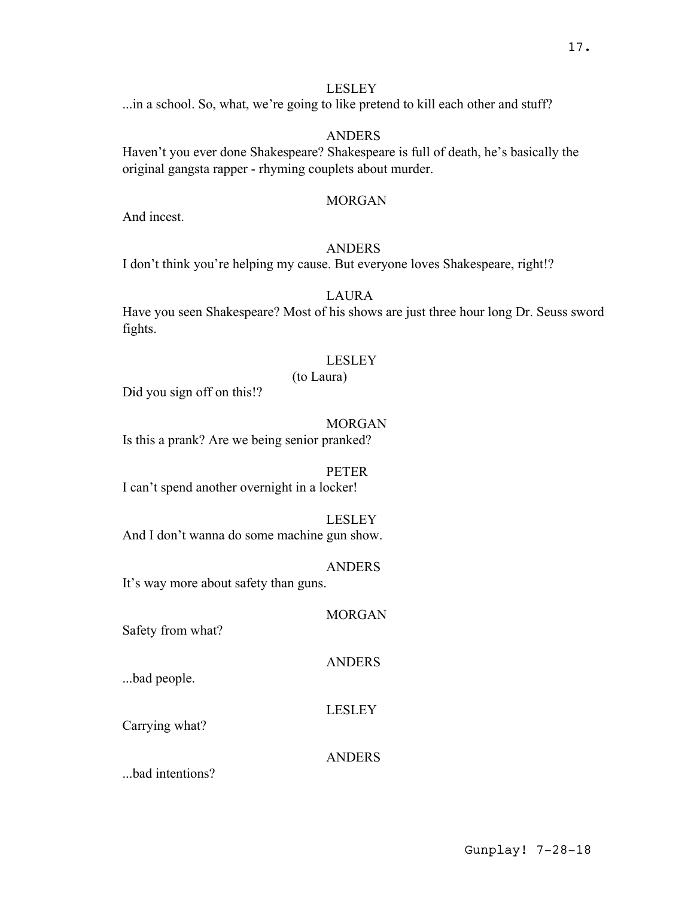LESLEY

...in a school. So, what, we're going to like pretend to kill each other and stuff?

ANDERS

Haven't you ever done Shakespeare? Shakespeare is full of death, he's basically the original gangsta rapper - rhyming couplets about murder.

MORGAN

And incest.

ANDERS

I don't think you're helping my cause. But everyone loves Shakespeare, right!?

LAURA

Have you seen Shakespeare? Most of his shows are just three hour long Dr. Seuss sword fights.

LESLEY

(to Laura)

Did you sign off on this!?

MORGAN

Is this a prank? Are we being senior pranked?

PETER

I can't spend another overnight in a locker!

LESLEY

And I don't wanna do some machine gun show.

ANDERS

It's way more about safety than guns.

MORGAN

Safety from what?

ANDERS

...bad people.

LESLEY

Carrying what?

ANDERS

...bad intentions?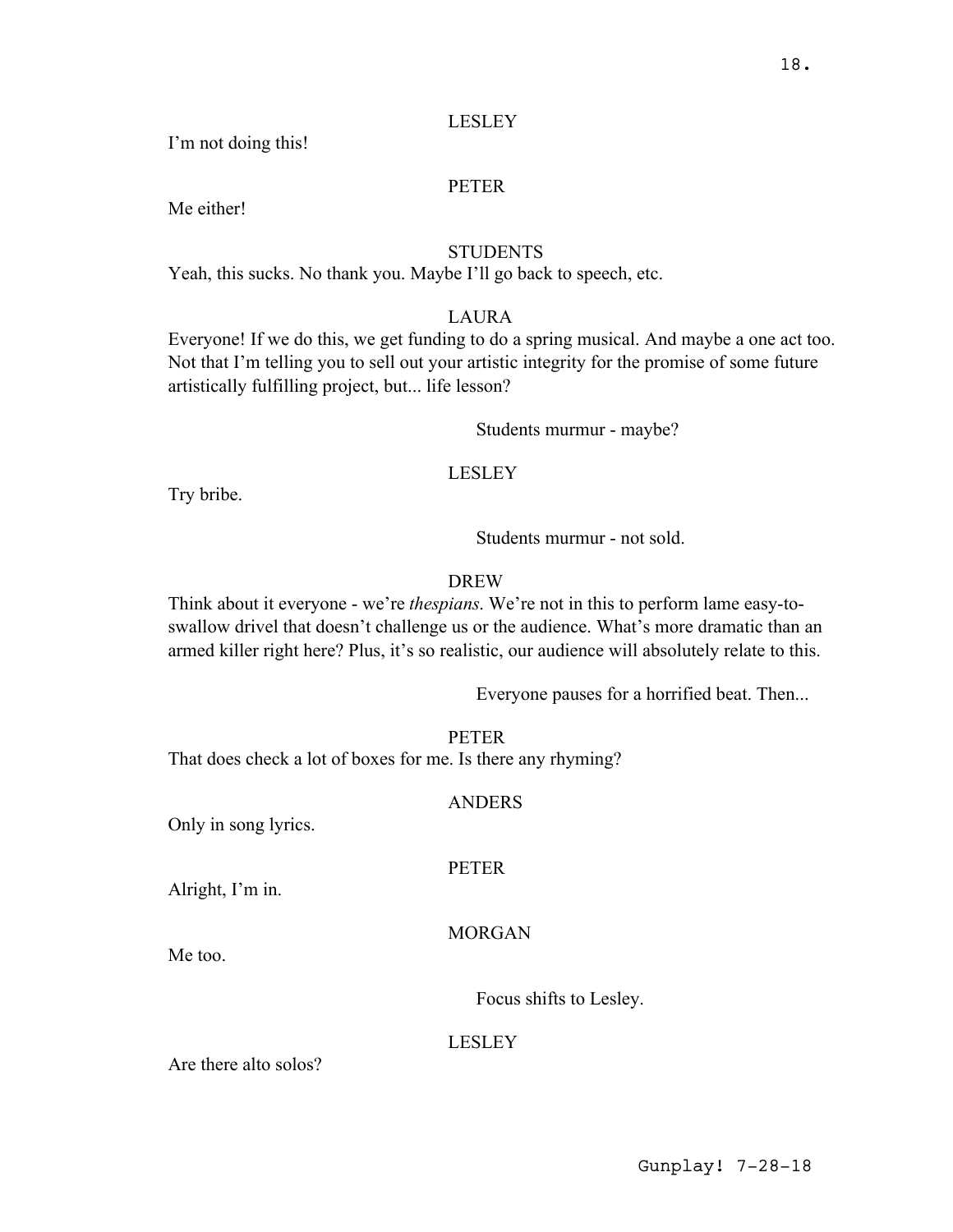LESLEY

I'm not doing this!

PETER

Me either!

STUDENTS

Yeah, this sucks. No thank you. Maybe I'll go back to speech, etc.

LAURA

Everyone! If we do this, we get funding to do a spring musical. And maybe a one act too. Not that I'm telling you to sell out your artistic integrity for the promise of some future artistically fulfilling project, but... life lesson?

Students murmur - maybe?

LESLEY

Try bribe.

Students murmur - not sold.

DREW

Think about it everyone - we're *thespians*. We're not in this to perform lame easy-to-swallow drivel that doesn't challenge us or the audience. What's more dramatic than an armed killer right here? Plus, it's so realistic, our audience will absolutely relate to this.

Everyone pauses for a horrified beat. Then...

PETER

That does check a lot of boxes for me. Is there any rhyming?

ANDERS

Only in song lyrics.

PETER

Alright, I'm in.

MORGAN

Me too.

Focus shifts to Lesley.

LESLEY

Are there alto solos?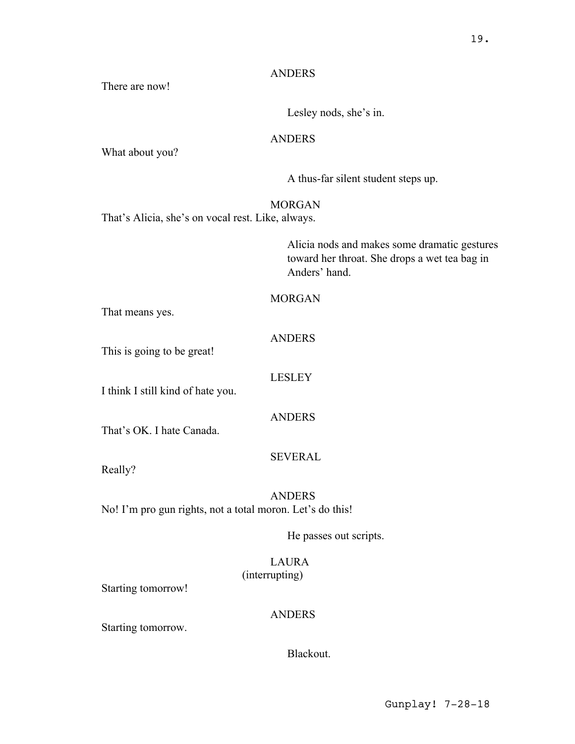ANDERS

There are now!

Lesley nods, she's in.

ANDERS

What about you?

A thus-far silent student steps up.

MORGAN

That's Alicia, she's on vocal rest. Like, always.

Alicia nods and makes some dramatic gestures toward her throat. She drops a wet tea bag in Anders' hand.

MORGAN

That means yes.

ANDERS

This is going to be great!

LESLEY

I think I still kind of hate you.

ANDERS

That's OK. I hate Canada.

SEVERAL

Really?

ANDERS

No! I'm pro gun rights, not a total moron. Let's do this!

He passes out scripts.

LAURA
(interrupting)

Starting tomorrow!

ANDERS

Starting tomorrow.

Blackout.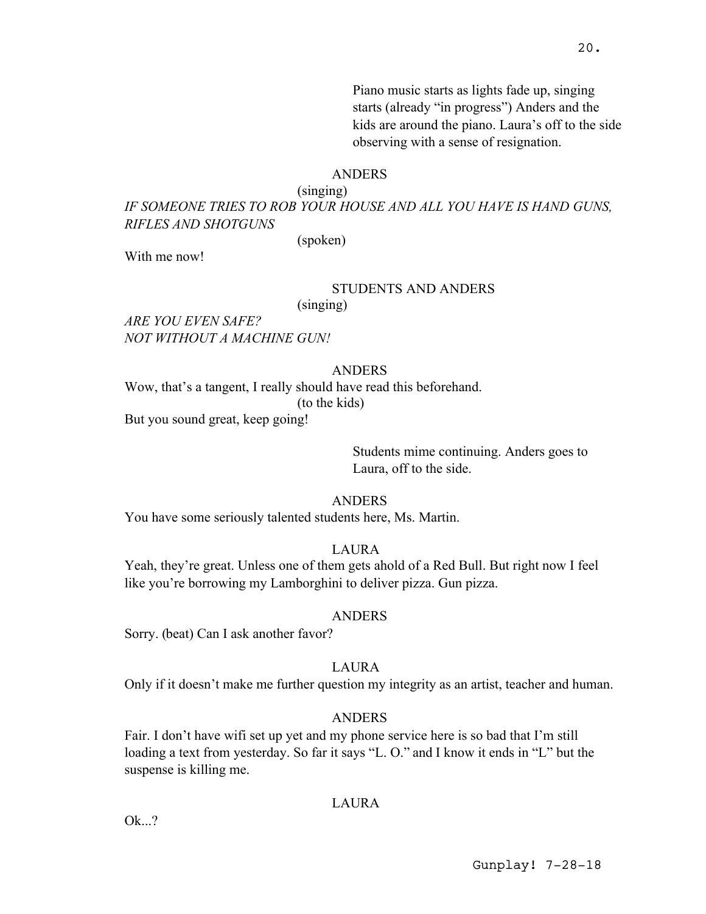Piano music starts as lights fade up, singing starts (already "in progress") Anders and the kids are around the piano. Laura's off to the side observing with a sense of resignation.

ANDERS
(singing)
*IF SOMEONE TRIES TO ROB YOUR HOUSE AND ALL YOU HAVE IS HAND GUNS, RIFLES AND SHOTGUNS*
(spoken)
With me now!

STUDENTS AND ANDERS
(singing)
*ARE YOU EVEN SAFE?*
*NOT WITHOUT A MACHINE GUN!*

ANDERS
Wow, that's a tangent, I really should have read this beforehand.
(to the kids)
But you sound great, keep going!

Students mime continuing. Anders goes to Laura, off to the side.

ANDERS
You have some seriously talented students here, Ms. Martin.

LAURA
Yeah, they're great. Unless one of them gets ahold of a Red Bull. But right now I feel like you're borrowing my Lamborghini to deliver pizza. Gun pizza.

ANDERS
Sorry. (beat) Can I ask another favor?

LAURA
Only if it doesn't make me further question my integrity as an artist, teacher and human.

ANDERS
Fair. I don't have wifi set up yet and my phone service here is so bad that I'm still loading a text from yesterday. So far it says "L. O." and I know it ends in "L" but the suspense is killing me.

LAURA
Ok...?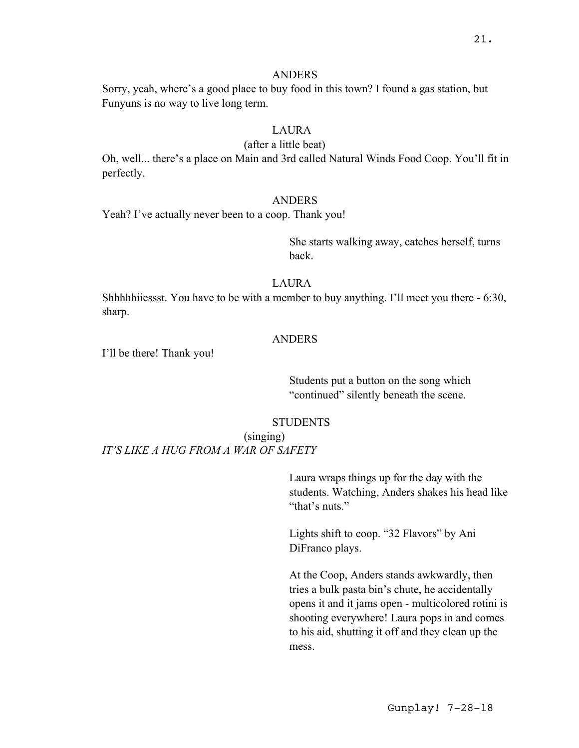ANDERS

Sorry, yeah, where's a good place to buy food in this town? I found a gas station, but Funyuns is no way to live long term.

LAURA

(after a little beat)

Oh, well... there's a place on Main and 3rd called Natural Winds Food Coop. You'll fit in perfectly.

ANDERS

Yeah? I've actually never been to a coop. Thank you!

She starts walking away, catches herself, turns back.

LAURA

Shhhhhhiiessst. You have to be with a member to buy anything. I'll meet you there - 6:30, sharp.

ANDERS

I'll be there! Thank you!

Students put a button on the song which "continued" silently beneath the scene.

STUDENTS

(singing)

*IT'S LIKE A HUG FROM A WAR OF SAFETY*

Laura wraps things up for the day with the students. Watching, Anders shakes his head like "that's nuts."

Lights shift to coop. "32 Flavors" by Ani DiFranco plays.

At the Coop, Anders stands awkwardly, then tries a bulk pasta bin's chute, he accidentally opens it and it jams open - multicolored rotini is shooting everywhere! Laura pops in and comes to his aid, shutting it off and they clean up the mess.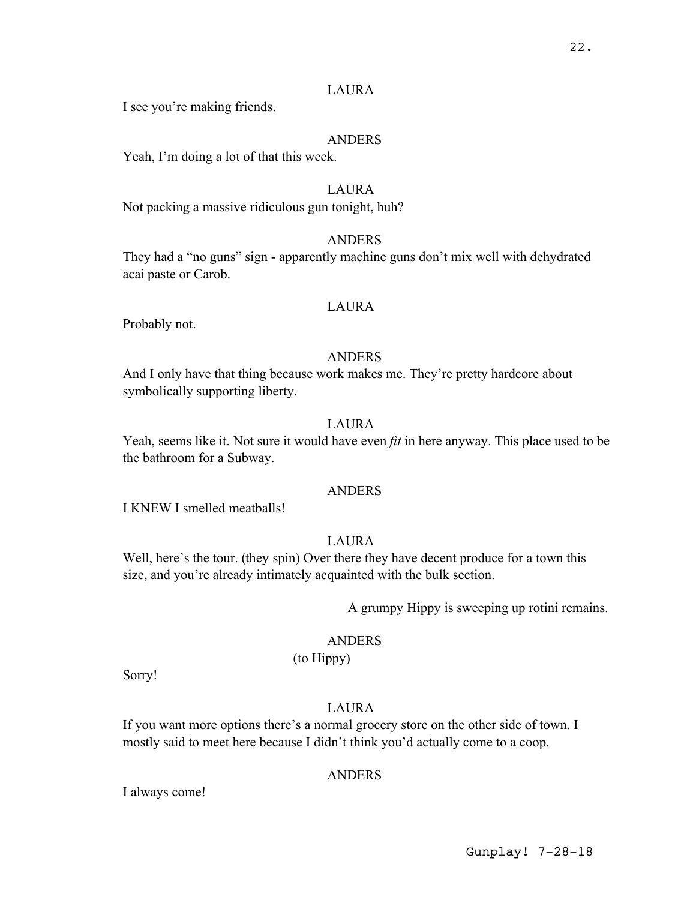LAURA

I see you're making friends.

ANDERS

Yeah, I'm doing a lot of that this week.

LAURA

Not packing a massive ridiculous gun tonight, huh?

ANDERS

They had a "no guns" sign - apparently machine guns don't mix well with dehydrated acai paste or Carob.

LAURA

Probably not.

ANDERS

And I only have that thing because work makes me. They're pretty hardcore about symbolically supporting liberty.

LAURA

Yeah, seems like it. Not sure it would have even *fit* in here anyway. This place used to be the bathroom for a Subway.

ANDERS

I KNEW I smelled meatballs!

LAURA

Well, here's the tour. (they spin) Over there they have decent produce for a town this size, and you're already intimately acquainted with the bulk section.

A grumpy Hippy is sweeping up rotini remains.

ANDERS

(to Hippy)

Sorry!

LAURA

If you want more options there's a normal grocery store on the other side of town. I mostly said to meet here because I didn't think you'd actually come to a coop.

ANDERS

I always come!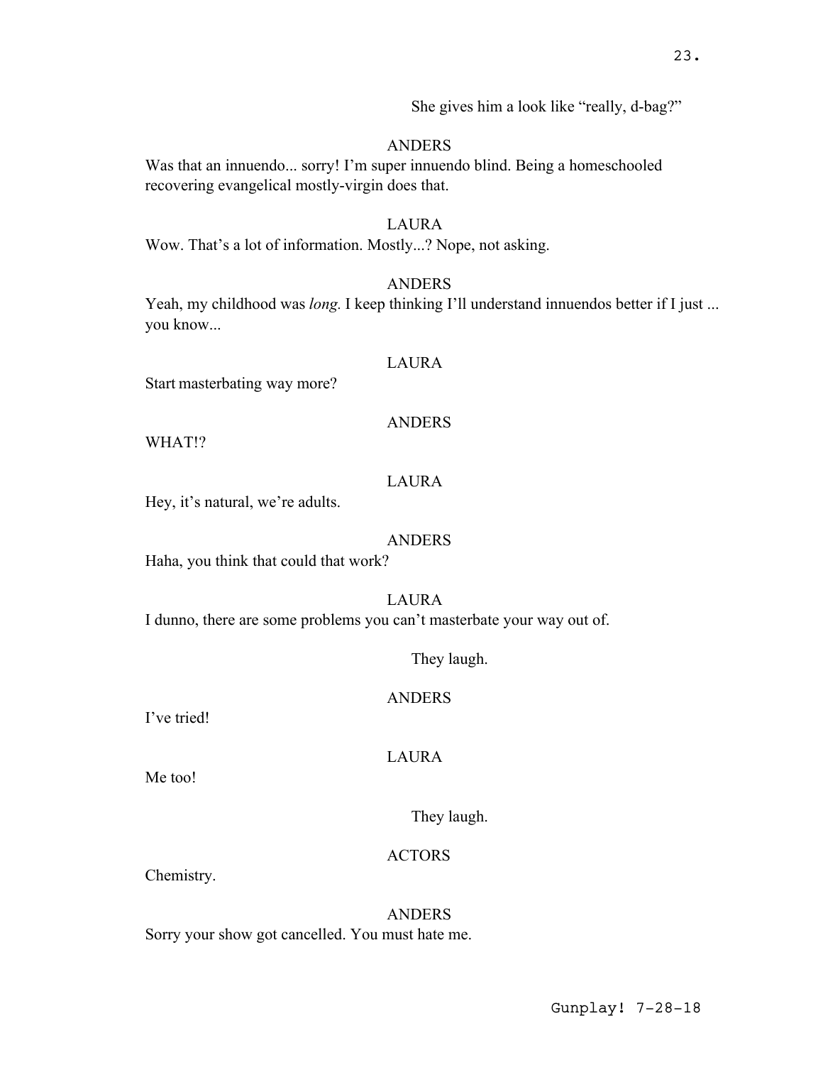She gives him a look like "really, d-bag?"

ANDERS

Was that an innuendo... sorry! I'm super innuendo blind. Being a homeschooled recovering evangelical mostly-virgin does that.

LAURA

Wow. That's a lot of information. Mostly...? Nope, not asking.

ANDERS

Yeah, my childhood was *long.* I keep thinking I'll understand innuendos better if I just ... you know...

LAURA

Start masterbating way more?

ANDERS

WHAT!?

LAURA

Hey, it's natural, we're adults.

ANDERS

Haha, you think that could that work?

LAURA

I dunno, there are some problems you can't masterbate your way out of.

They laugh.

ANDERS

I've tried!

LAURA

Me too!

They laugh.

ACTORS

Chemistry.

ANDERS

Sorry your show got cancelled. You must hate me.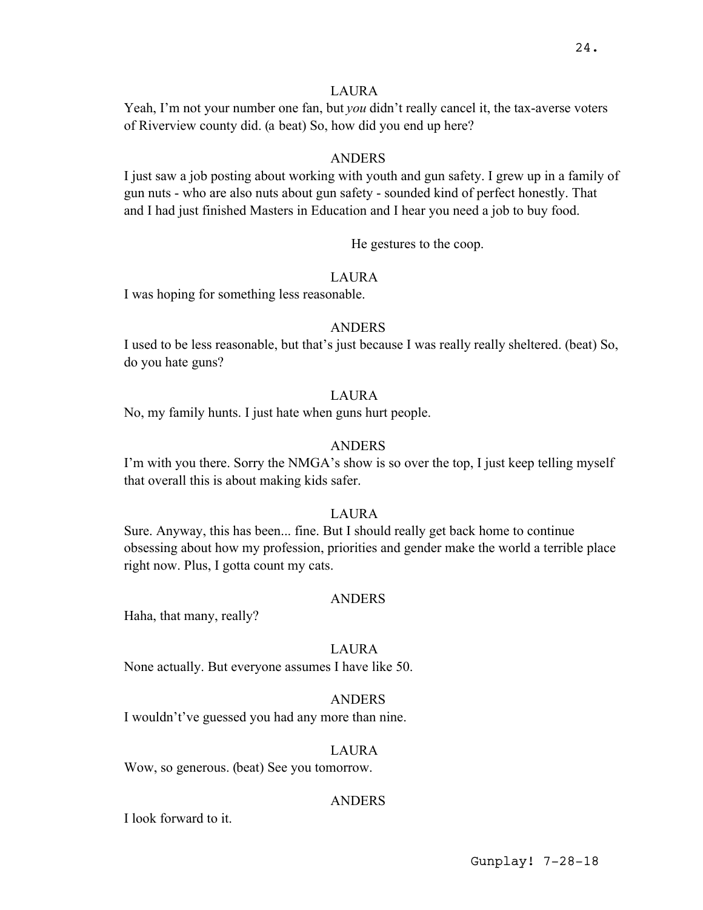LAURA

Yeah, I'm not your number one fan, but *you* didn't really cancel it, the tax-averse voters of Riverview county did. (a beat) So, how did you end up here?

ANDERS

I just saw a job posting about working with youth and gun safety. I grew up in a family of gun nuts - who are also nuts about gun safety - sounded kind of perfect honestly. That and I had just finished Masters in Education and I hear you need a job to buy food.

He gestures to the coop.

LAURA

I was hoping for something less reasonable.

ANDERS

I used to be less reasonable, but that's just because I was really really sheltered. (beat) So, do you hate guns?

LAURA

No, my family hunts. I just hate when guns hurt people.

ANDERS

I'm with you there. Sorry the NMGA's show is so over the top, I just keep telling myself that overall this is about making kids safer.

LAURA

Sure. Anyway, this has been... fine. But I should really get back home to continue obsessing about how my profession, priorities and gender make the world a terrible place right now. Plus, I gotta count my cats.

ANDERS

Haha, that many, really?

LAURA

None actually. But everyone assumes I have like 50.

ANDERS

I wouldn't've guessed you had any more than nine.

LAURA

Wow, so generous. (beat) See you tomorrow.

ANDERS

I look forward to it.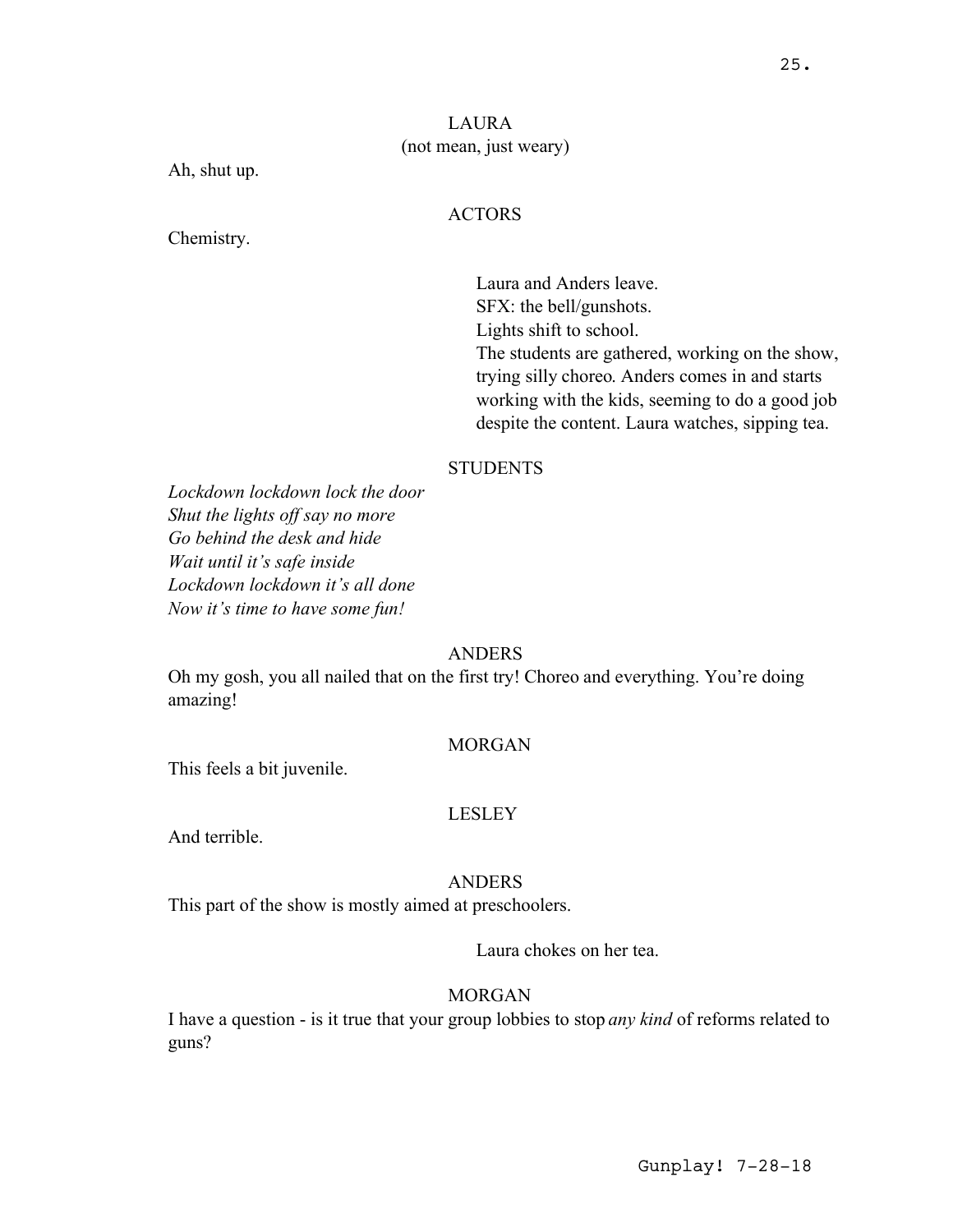LAURA
(not mean, just weary)

Ah, shut up.

ACTORS

Chemistry.

Laura and Anders leave.
SFX: the bell/gunshots.
Lights shift to school.
The students are gathered, working on the show, trying silly choreo. Anders comes in and starts working with the kids, seeming to do a good job despite the content. Laura watches, sipping tea.

STUDENTS

*Lockdown lockdown lock the door*
*Shut the lights off say no more*
*Go behind the desk and hide*
*Wait until it's safe inside*
*Lockdown lockdown it's all done*
*Now it's time to have some fun!*

ANDERS

Oh my gosh, you all nailed that on the first try! Choreo and everything. You're doing amazing!

MORGAN

This feels a bit juvenile.

LESLEY

And terrible.

ANDERS

This part of the show is mostly aimed at preschoolers.

Laura chokes on her tea.

MORGAN

I have a question - is it true that your group lobbies to stop *any kind* of reforms related to guns?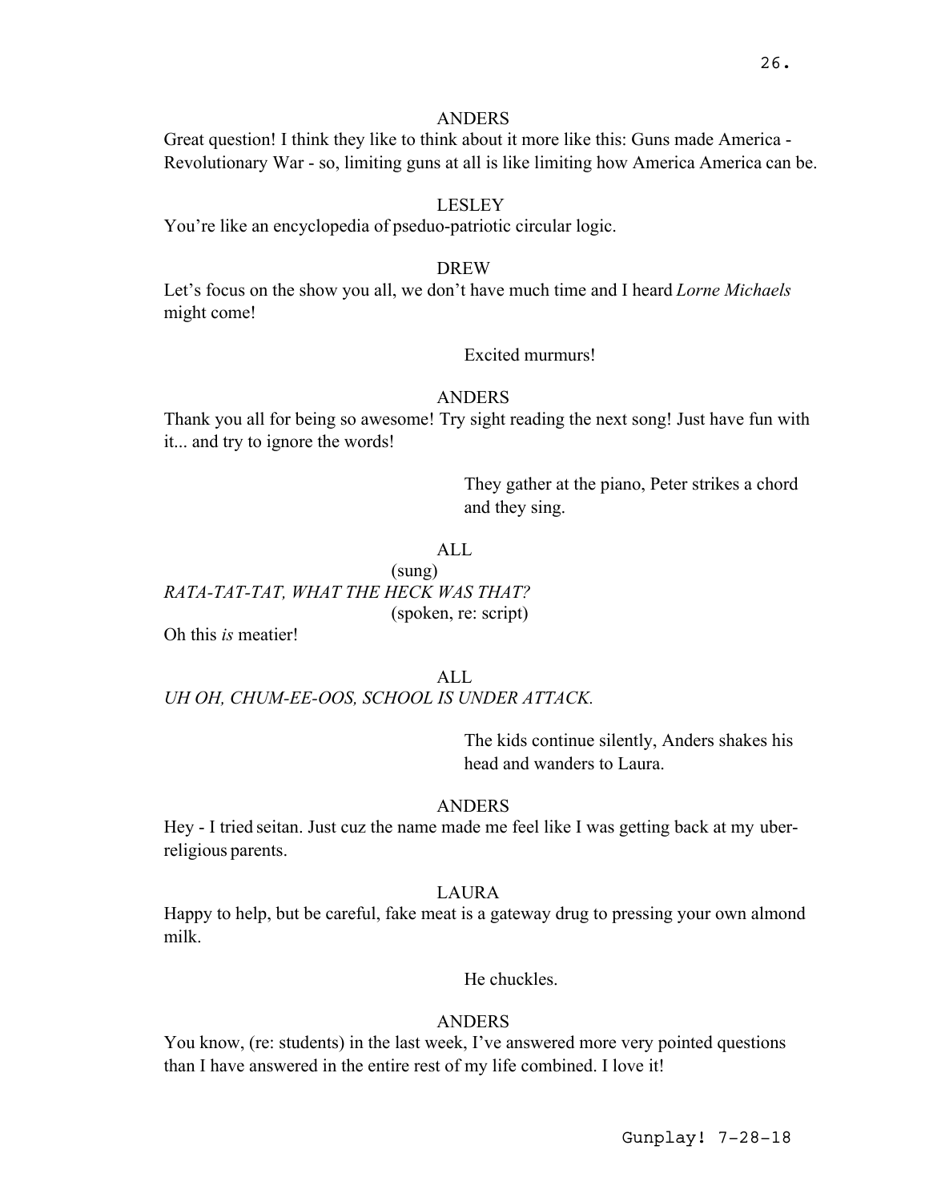ANDERS

Great question! I think they like to think about it more like this: Guns made America - Revolutionary War - so, limiting guns at all is like limiting how America America can be.

LESLEY

You're like an encyclopedia of pseduo-patriotic circular logic.

DREW

Let's focus on the show you all, we don't have much time and I heard *Lorne Michaels* might come!

Excited murmurs!

ANDERS

Thank you all for being so awesome! Try sight reading the next song! Just have fun with it... and try to ignore the words!

They gather at the piano, Peter strikes a chord and they sing.

ALL

(sung)

*RATA-TAT-TAT, WHAT THE HECK WAS THAT?*

(spoken, re: script)

Oh this *is* meatier!

ALL

*UH OH, CHUM-EE-OOS, SCHOOL IS UNDER ATTACK.*

The kids continue silently, Anders shakes his head and wanders to Laura.

ANDERS

Hey - I tried seitan. Just cuz the name made me feel like I was getting back at my uber-religious parents.

LAURA

Happy to help, but be careful, fake meat is a gateway drug to pressing your own almond milk.

He chuckles.

ANDERS

You know, (re: students) in the last week, I've answered more very pointed questions than I have answered in the entire rest of my life combined. I love it!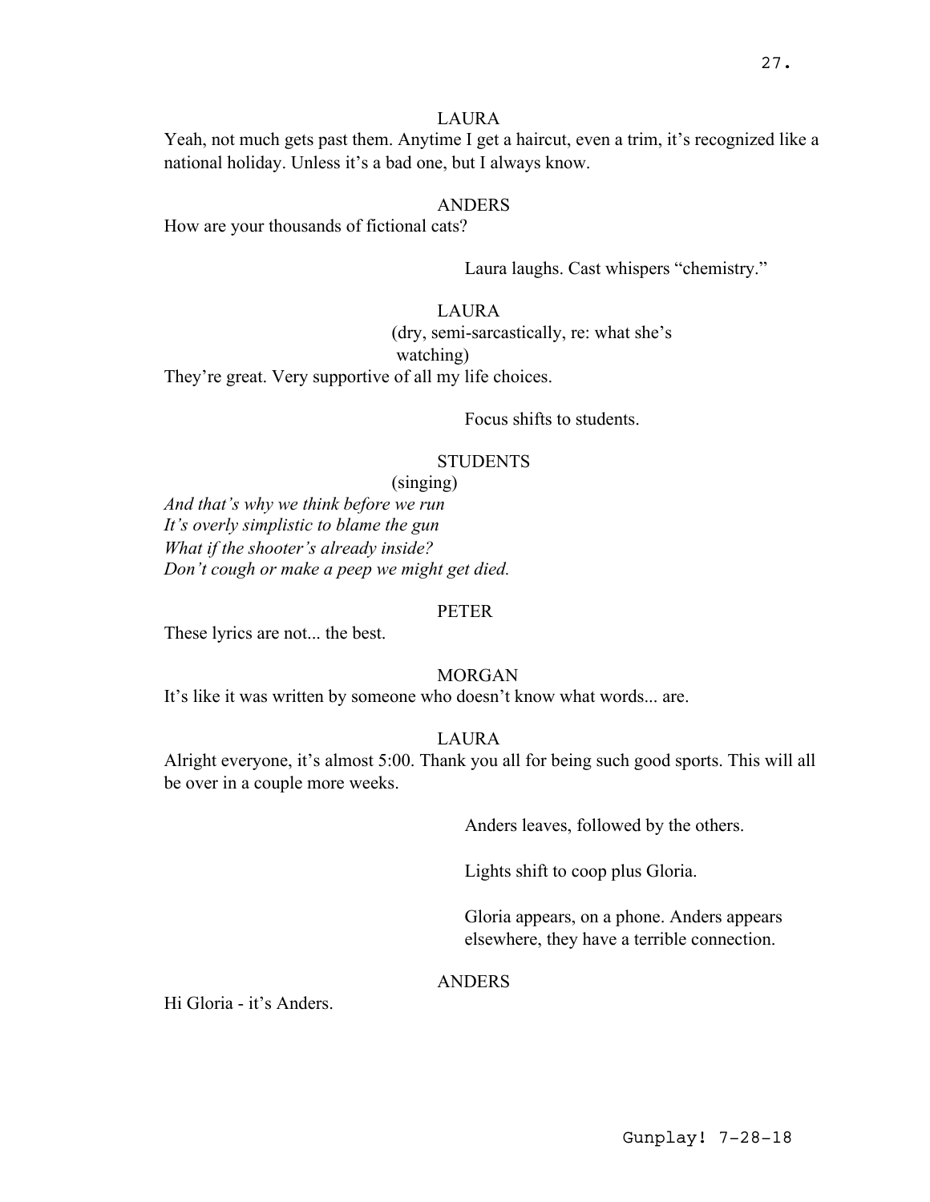LAURA

Yeah, not much gets past them. Anytime I get a haircut, even a trim, it's recognized like a national holiday. Unless it's a bad one, but I always know.

ANDERS

How are your thousands of fictional cats?

Laura laughs. Cast whispers "chemistry."

LAURA

(dry, semi-sarcastically, re: what she's watching)

They're great. Very supportive of all my life choices.

Focus shifts to students.

STUDENTS

(singing)

*And that's why we think before we run*
*It's overly simplistic to blame the gun*
*What if the shooter's already inside?*
*Don't cough or make a peep we might get died.*

PETER

These lyrics are not... the best.

MORGAN

It's like it was written by someone who doesn't know what words... are.

LAURA

Alright everyone, it's almost 5:00. Thank you all for being such good sports. This will all be over in a couple more weeks.

Anders leaves, followed by the others.

Lights shift to coop plus Gloria.

Gloria appears, on a phone. Anders appears elsewhere, they have a terrible connection.

ANDERS

Hi Gloria - it's Anders.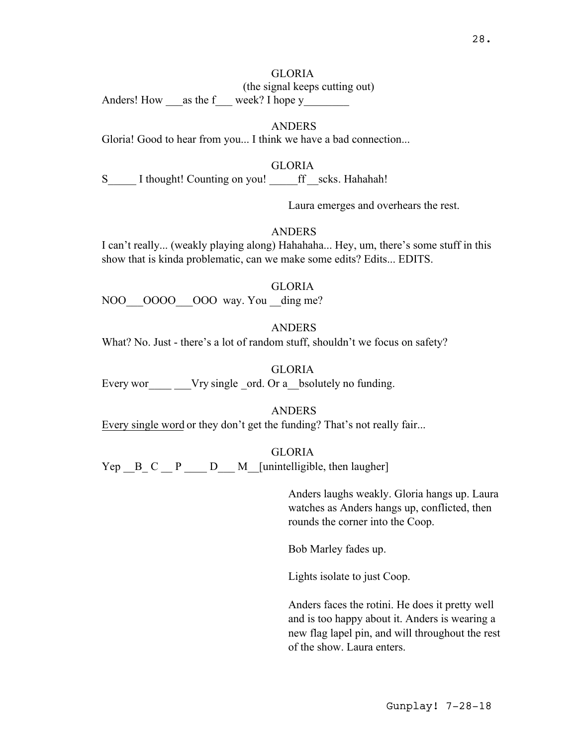GLORIA
(the signal keeps cutting out)
Anders! How ___as the f___ week? I hope y________

ANDERS
Gloria! Good to hear from you... I think we have a bad connection...

GLORIA
S_____ I thought! Counting on you! _____ff __scks. Hahahah!

Laura emerges and overhears the rest.

ANDERS
I can't really... (weakly playing along) Hahahaha... Hey, um, there's some stuff in this show that is kinda problematic, can we make some edits? Edits... EDITS.

GLORIA
NOO___OOOO___OOO way. You __ding me?

ANDERS
What? No. Just - there's a lot of random stuff, shouldn't we focus on safety?

GLORIA
Every wor____ ___Vry single _ord. Or a__bsolutely no funding.

ANDERS
<u>Every single word</u> or they don't get the funding? That's not really fair...

GLORIA
Yep __B_ C __ P ____ D___ M__[unintelligible, then laugher]

Anders laughs weakly. Gloria hangs up. Laura watches as Anders hangs up, conflicted, then rounds the corner into the Coop.

Bob Marley fades up.

Lights isolate to just Coop.

Anders faces the rotini. He does it pretty well and is too happy about it. Anders is wearing a new flag lapel pin, and will throughout the rest of the show. Laura enters.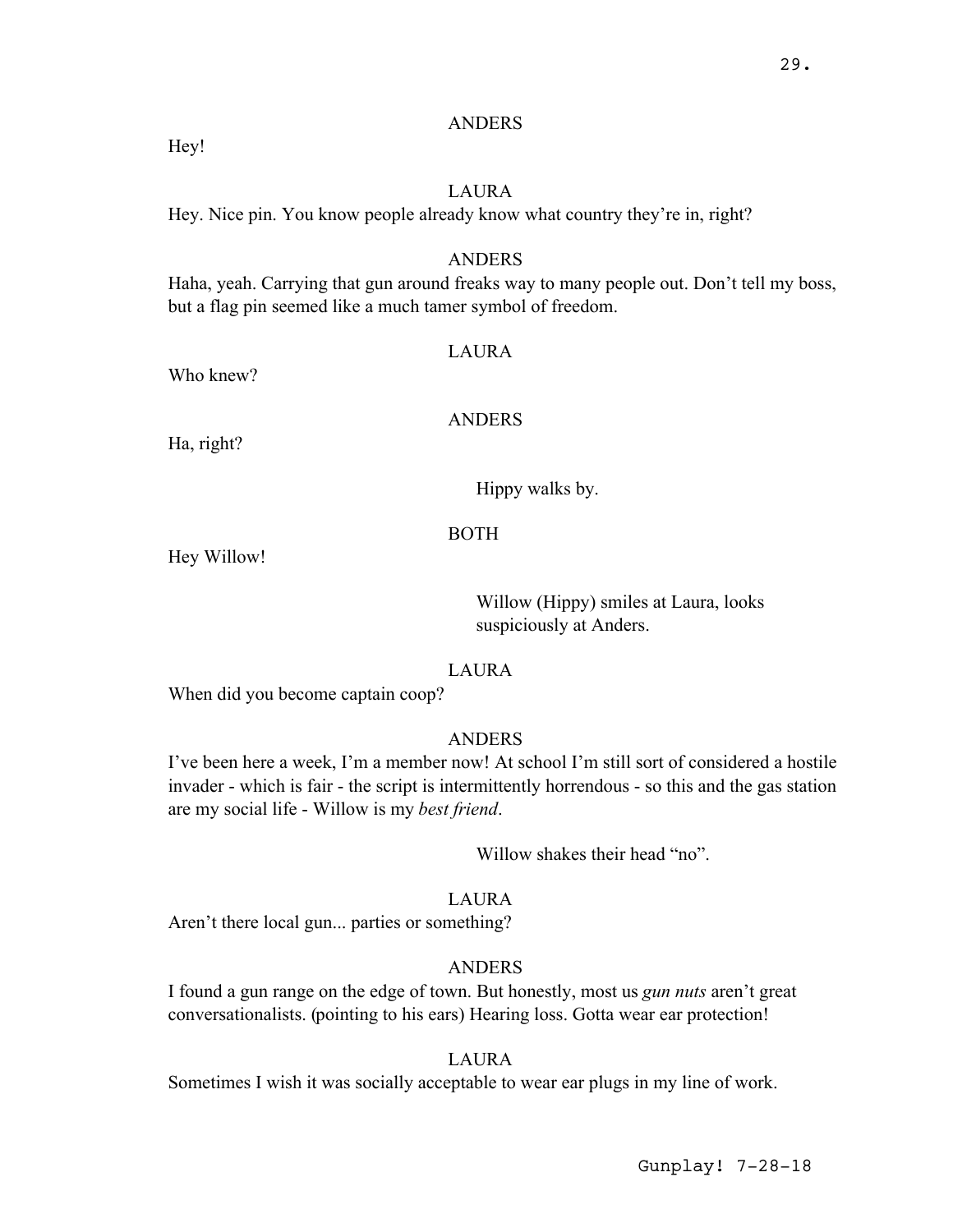ANDERS

Hey!

LAURA

Hey. Nice pin. You know people already know what country they're in, right?

ANDERS

Haha, yeah. Carrying that gun around freaks way to many people out. Don't tell my boss, but a flag pin seemed like a much tamer symbol of freedom.

LAURA

Who knew?

ANDERS

Ha, right?

Hippy walks by.

BOTH

Hey Willow!

Willow (Hippy) smiles at Laura, looks suspiciously at Anders.

LAURA

When did you become captain coop?

ANDERS

I've been here a week, I'm a member now! At school I'm still sort of considered a hostile invader - which is fair - the script is intermittently horrendous - so this and the gas station are my social life - Willow is my *best friend*.

Willow shakes their head "no".

LAURA

Aren't there local gun... parties or something?

ANDERS

I found a gun range on the edge of town. But honestly, most us *gun nuts* aren't great conversationalists. (pointing to his ears) Hearing loss. Gotta wear ear protection!

LAURA

Sometimes I wish it was socially acceptable to wear ear plugs in my line of work.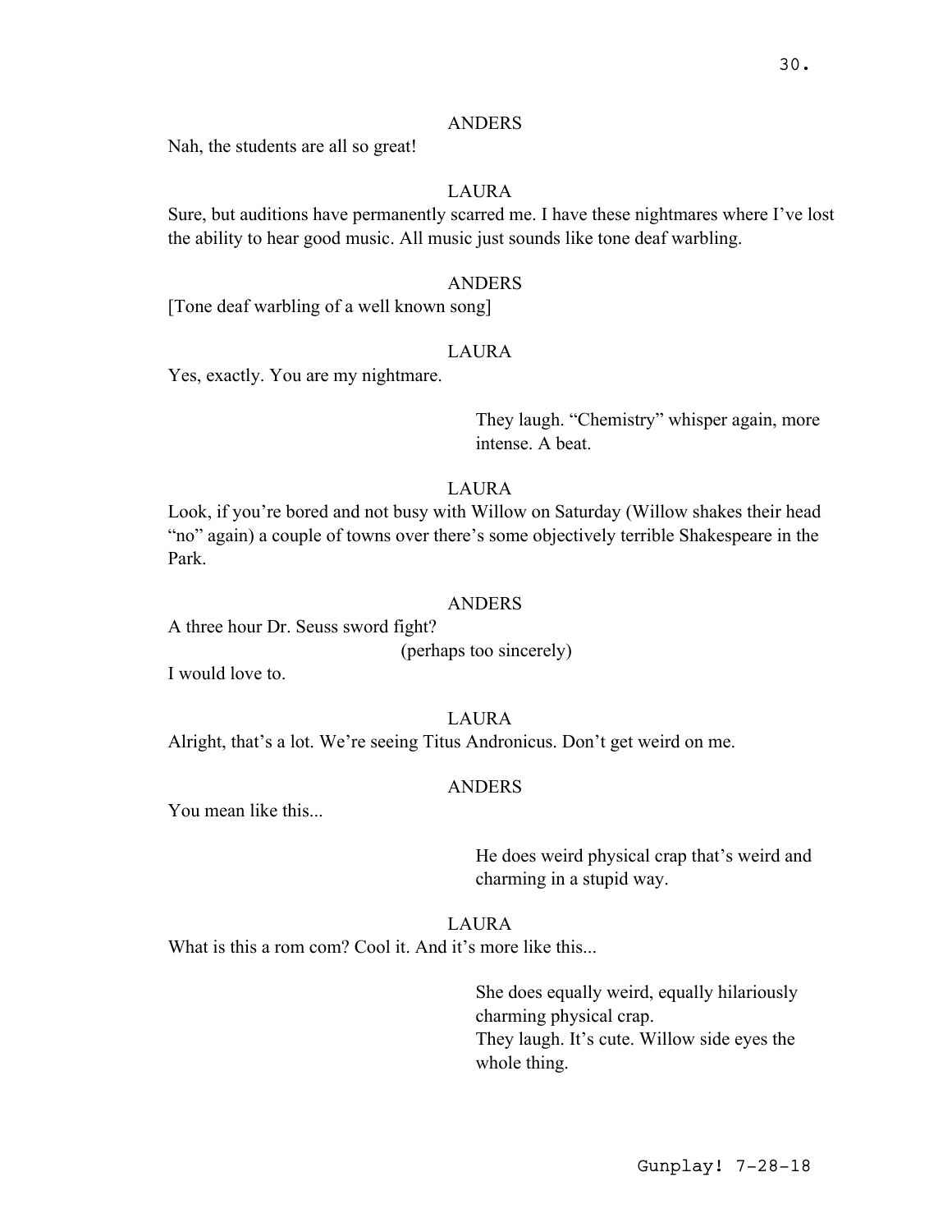ANDERS

Nah, the students are all so great!

LAURA

Sure, but auditions have permanently scarred me. I have these nightmares where I've lost the ability to hear good music. All music just sounds like tone deaf warbling.

ANDERS

[Tone deaf warbling of a well known song]

LAURA

Yes, exactly. You are my nightmare.

They laugh. "Chemistry" whisper again, more intense. A beat.

LAURA

Look, if you're bored and not busy with Willow on Saturday (Willow shakes their head "no" again) a couple of towns over there's some objectively terrible Shakespeare in the Park.

ANDERS

A three hour Dr. Seuss sword fight?

(perhaps too sincerely)

I would love to.

LAURA

Alright, that's a lot. We're seeing Titus Andronicus. Don't get weird on me.

ANDERS

You mean like this...

He does weird physical crap that's weird and charming in a stupid way.

LAURA

What is this a rom com? Cool it. And it's more like this...

She does equally weird, equally hilariously charming physical crap.
They laugh. It's cute. Willow side eyes the whole thing.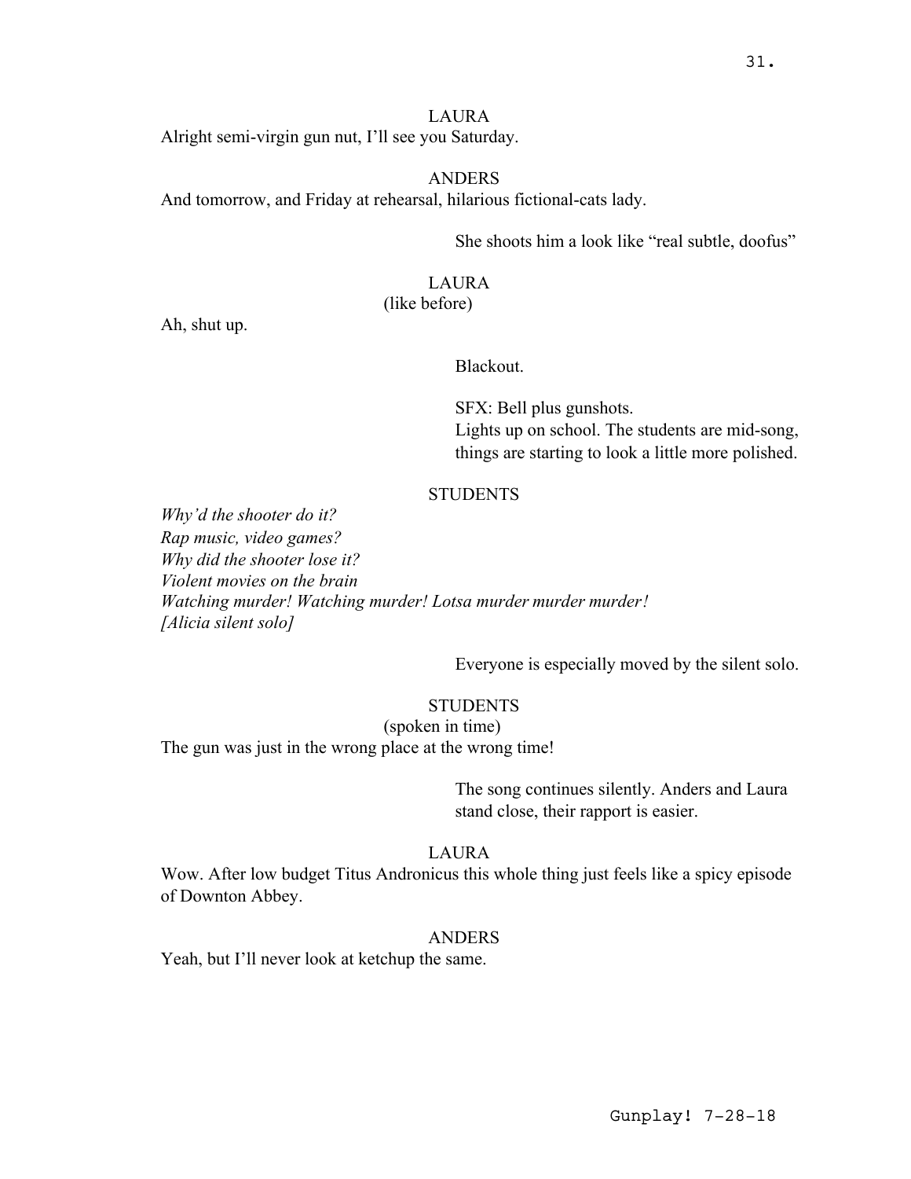LAURA

Alright semi-virgin gun nut, I'll see you Saturday.

ANDERS

And tomorrow, and Friday at rehearsal, hilarious fictional-cats lady.

She shoots him a look like "real subtle, doofus"

LAURA

(like before)

Ah, shut up.

Blackout.

SFX: Bell plus gunshots.
Lights up on school. The students are mid-song, things are starting to look a little more polished.

STUDENTS

*Why'd the shooter do it?*
*Rap music, video games?*
*Why did the shooter lose it?*
*Violent movies on the brain*
*Watching murder! Watching murder! Lotsa murder murder murder!*
*[Alicia silent solo]*

Everyone is especially moved by the silent solo.

STUDENTS

(spoken in time)

The gun was just in the wrong place at the wrong time!

The song continues silently. Anders and Laura stand close, their rapport is easier.

LAURA

Wow. After low budget Titus Andronicus this whole thing just feels like a spicy episode of Downton Abbey.

ANDERS

Yeah, but I'll never look at ketchup the same.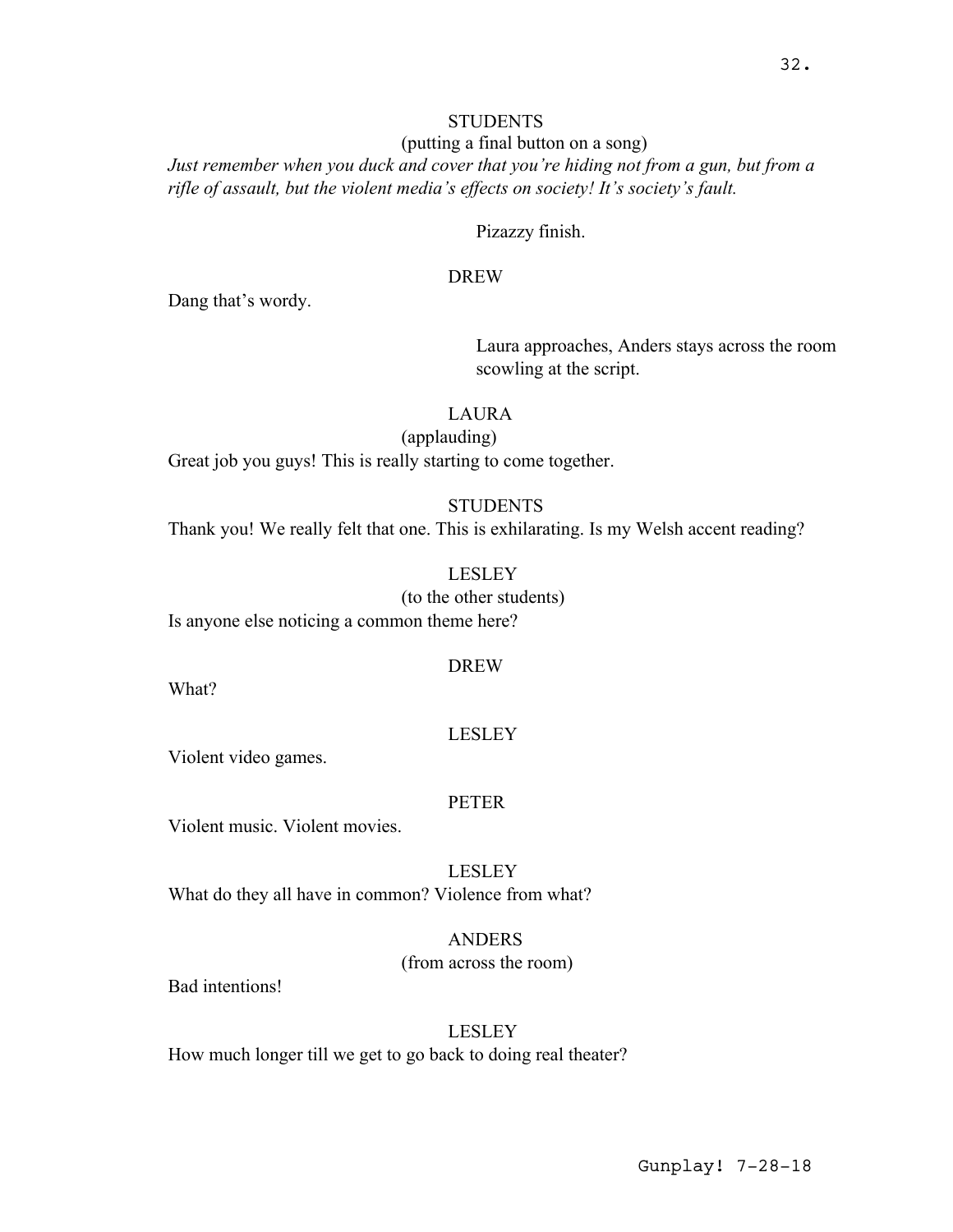STUDENTS

(putting a final button on a song)

*Just remember when you duck and cover that you're hiding not from a gun, but from a rifle of assault, but the violent media's effects on society! It's society's fault.*

Pizazzy finish.

DREW

Dang that's wordy.

Laura approaches, Anders stays across the room scowling at the script.

LAURA

(applauding)

Great job you guys! This is really starting to come together.

STUDENTS

Thank you! We really felt that one. This is exhilarating. Is my Welsh accent reading?

LESLEY

(to the other students)

Is anyone else noticing a common theme here?

DREW

What?

LESLEY

Violent video games.

PETER

Violent music. Violent movies.

LESLEY

What do they all have in common? Violence from what?

ANDERS

(from across the room)

Bad intentions!

LESLEY

How much longer till we get to go back to doing real theater?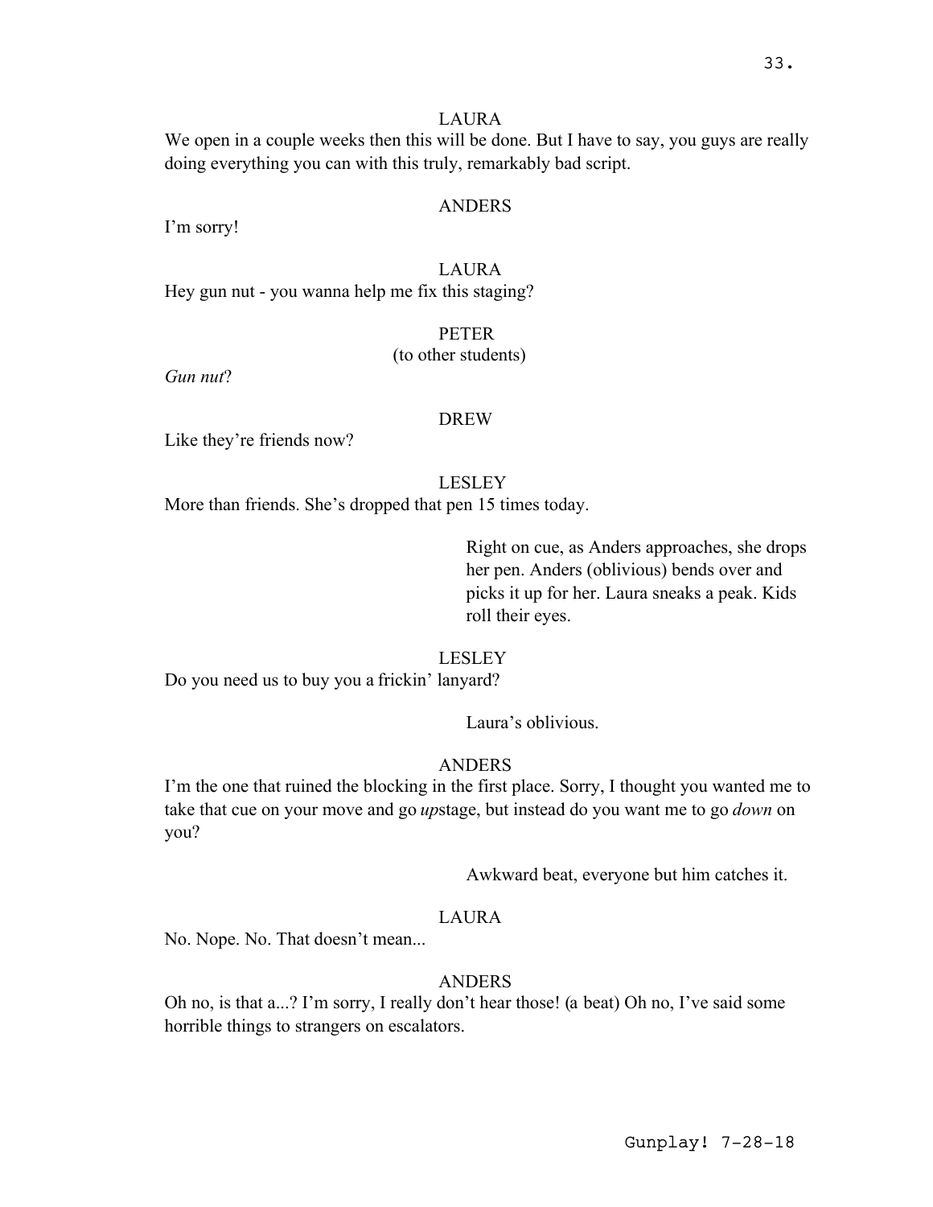LAURA

We open in a couple weeks then this will be done. But I have to say, you guys are really doing everything you can with this truly, remarkably bad script.

ANDERS

I'm sorry!

LAURA

Hey gun nut - you wanna help me fix this staging?

PETER

(to other students)

*Gun nut*?

DREW

Like they're friends now?

LESLEY

More than friends. She's dropped that pen 15 times today.

Right on cue, as Anders approaches, she drops her pen. Anders (oblivious) bends over and picks it up for her. Laura sneaks a peak. Kids roll their eyes.

LESLEY

Do you need us to buy you a frickin' lanyard?

Laura's oblivious.

ANDERS

I'm the one that ruined the blocking in the first place. Sorry, I thought you wanted me to take that cue on your move and go *up*stage, but instead do you want me to go *down* on you?

Awkward beat, everyone but him catches it.

LAURA

No. Nope. No. That doesn't mean...

ANDERS

Oh no, is that a...? I'm sorry, I really don't hear those! (a beat) Oh no, I've said some horrible things to strangers on escalators.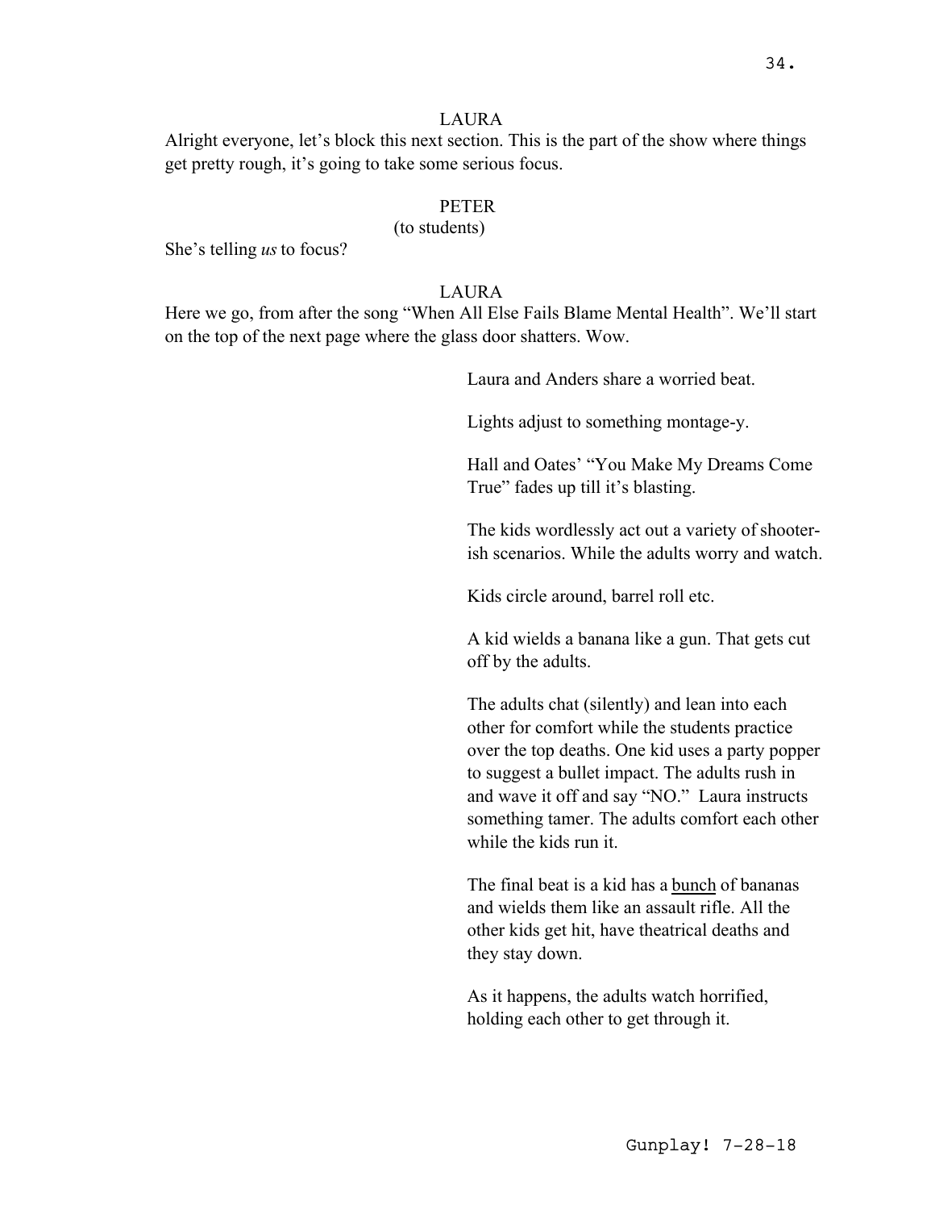LAURA

Alright everyone, let's block this next section. This is the part of the show where things get pretty rough, it's going to take some serious focus.

PETER

(to students)

She's telling *us* to focus?

LAURA

Here we go, from after the song "When All Else Fails Blame Mental Health". We'll start on the top of the next page where the glass door shatters. Wow.

Laura and Anders share a worried beat.

Lights adjust to something montage-y.

Hall and Oates' "You Make My Dreams Come True" fades up till it's blasting.

The kids wordlessly act out a variety of shooter-ish scenarios. While the adults worry and watch.

Kids circle around, barrel roll etc.

A kid wields a banana like a gun. That gets cut off by the adults.

The adults chat (silently) and lean into each other for comfort while the students practice over the top deaths. One kid uses a party popper to suggest a bullet impact. The adults rush in and wave it off and say "NO." Laura instructs something tamer. The adults comfort each other while the kids run it.

The final beat is a kid has a <u>bunch</u> of bananas and wields them like an assault rifle. All the other kids get hit, have theatrical deaths and they stay down.

As it happens, the adults watch horrified, holding each other to get through it.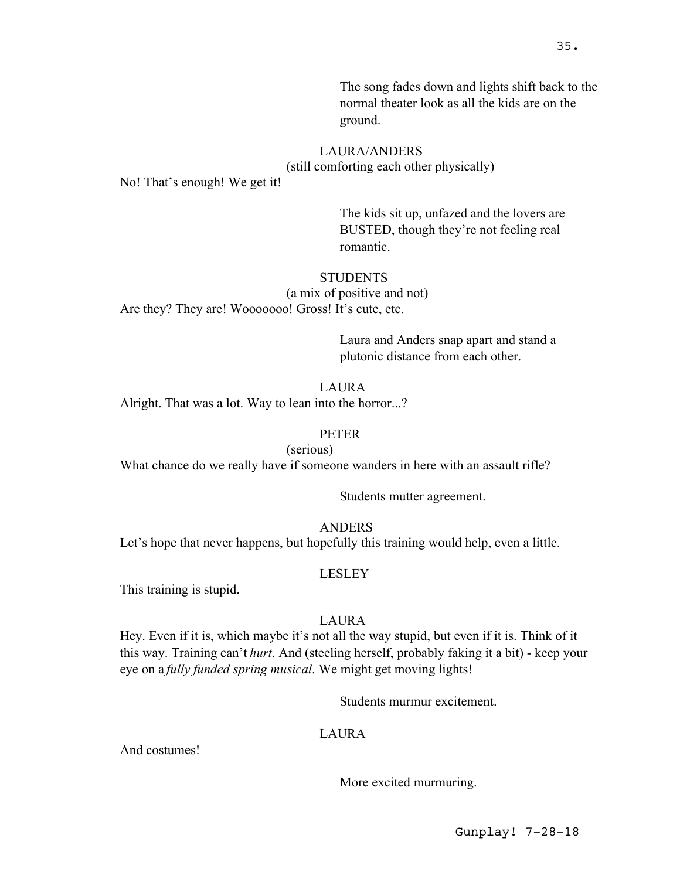The song fades down and lights shift back to the normal theater look as all the kids are on the ground.

LAURA/ANDERS
(still comforting each other physically)
No! That's enough! We get it!

The kids sit up, unfazed and the lovers are BUSTED, though they're not feeling real romantic.

STUDENTS
(a mix of positive and not)
Are they? They are! Wooooooo! Gross! It's cute, etc.

Laura and Anders snap apart and stand a plutonic distance from each other.

LAURA
Alright. That was a lot. Way to lean into the horror...?

PETER
(serious)
What chance do we really have if someone wanders in here with an assault rifle?

Students mutter agreement.

ANDERS
Let's hope that never happens, but hopefully this training would help, even a little.

LESLEY
This training is stupid.

LAURA
Hey. Even if it is, which maybe it's not all the way stupid, but even if it is. Think of it this way. Training can't *hurt*. And (steeling herself, probably faking it a bit) - keep your eye on a *fully funded spring musical*. We might get moving lights!

Students murmur excitement.

LAURA
And costumes!

More excited murmuring.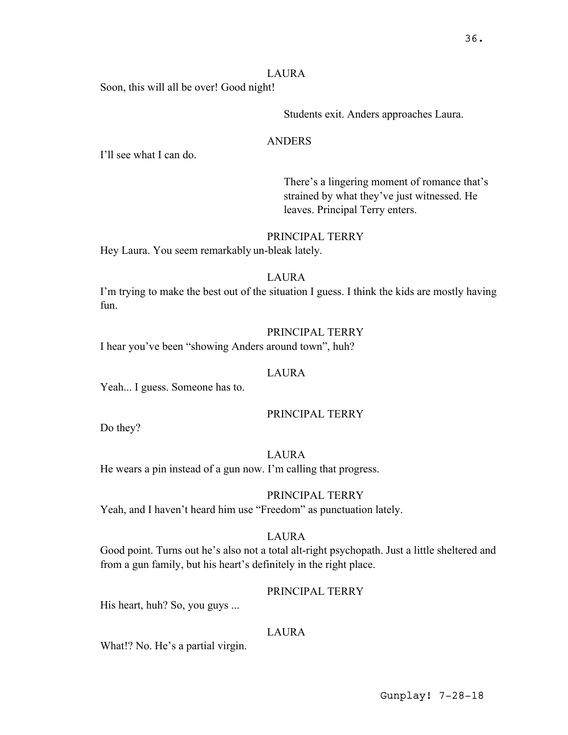LAURA

Soon, this will all be over! Good night!

Students exit. Anders approaches Laura.

ANDERS

I'll see what I can do.

There's a lingering moment of romance that's strained by what they've just witnessed. He leaves. Principal Terry enters.

PRINCIPAL TERRY

Hey Laura. You seem remarkably un-bleak lately.

LAURA

I'm trying to make the best out of the situation I guess. I think the kids are mostly having fun.

PRINCIPAL TERRY

I hear you've been "showing Anders around town", huh?

LAURA

Yeah... I guess. Someone has to.

PRINCIPAL TERRY

Do they?

LAURA

He wears a pin instead of a gun now. I'm calling that progress.

PRINCIPAL TERRY

Yeah, and I haven't heard him use "Freedom" as punctuation lately.

LAURA

Good point. Turns out he's also not a total alt-right psychopath. Just a little sheltered and from a gun family, but his heart's definitely in the right place.

PRINCIPAL TERRY

His heart, huh? So, you guys ...

LAURA

What!? No. He's a partial virgin.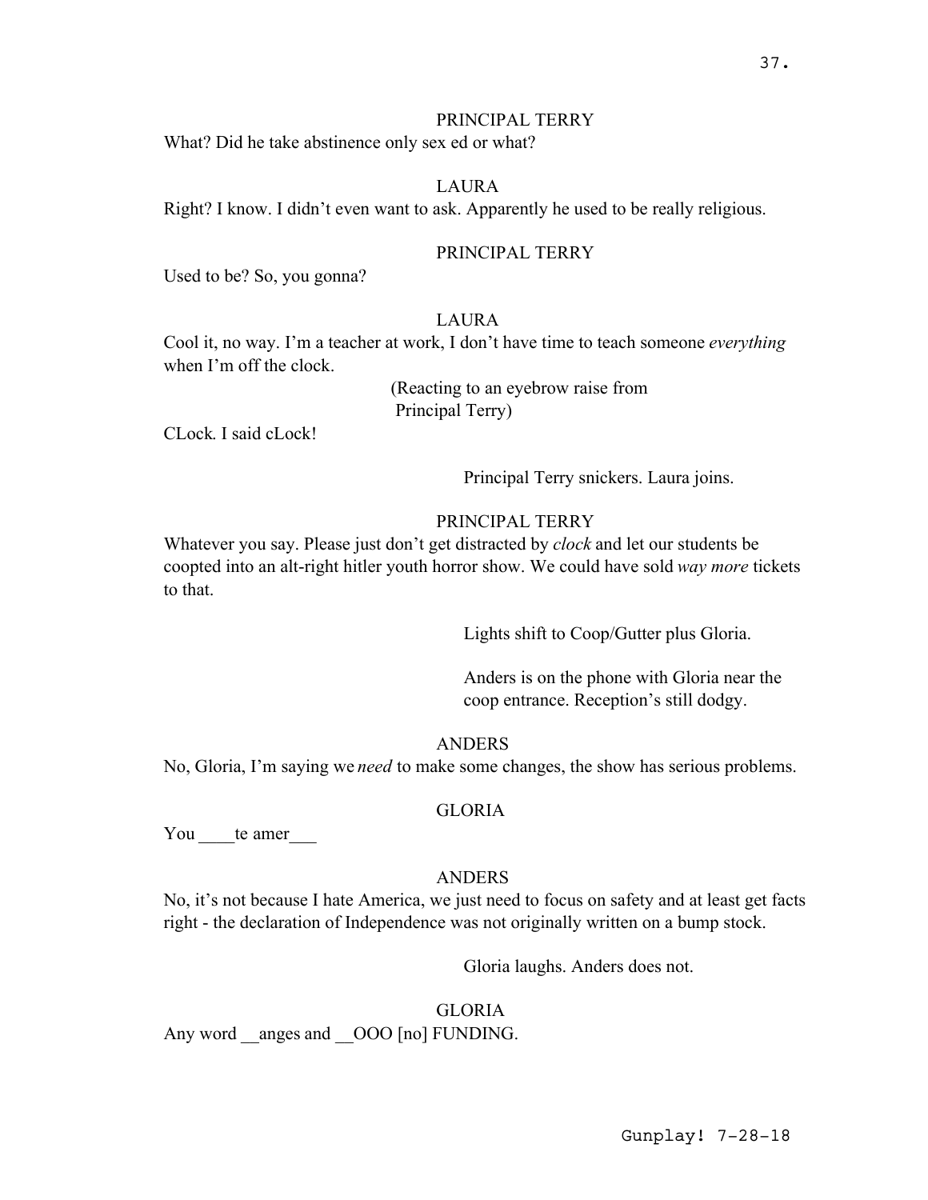PRINCIPAL TERRY

What? Did he take abstinence only sex ed or what?

LAURA

Right? I know. I didn't even want to ask. Apparently he used to be really religious.

PRINCIPAL TERRY

Used to be? So, you gonna?

LAURA

Cool it, no way. I'm a teacher at work, I don't have time to teach someone *everything* when I'm off the clock.

(Reacting to an eyebrow raise from Principal Terry)

CLock. I said cLock!

Principal Terry snickers. Laura joins.

PRINCIPAL TERRY

Whatever you say. Please just don't get distracted by *clock* and let our students be coopted into an alt-right hitler youth horror show. We could have sold *way more* tickets to that.

Lights shift to Coop/Gutter plus Gloria.

Anders is on the phone with Gloria near the coop entrance. Reception's still dodgy.

ANDERS

No, Gloria, I'm saying we *need* to make some changes, the show has serious problems.

GLORIA

You \_\_\_\_te amer\_\_\_

ANDERS

No, it's not because I hate America, we just need to focus on safety and at least get facts right - the declaration of Independence was not originally written on a bump stock.

Gloria laughs. Anders does not.

GLORIA

Any word \_\_anges and \_\_OOO [no] FUNDING.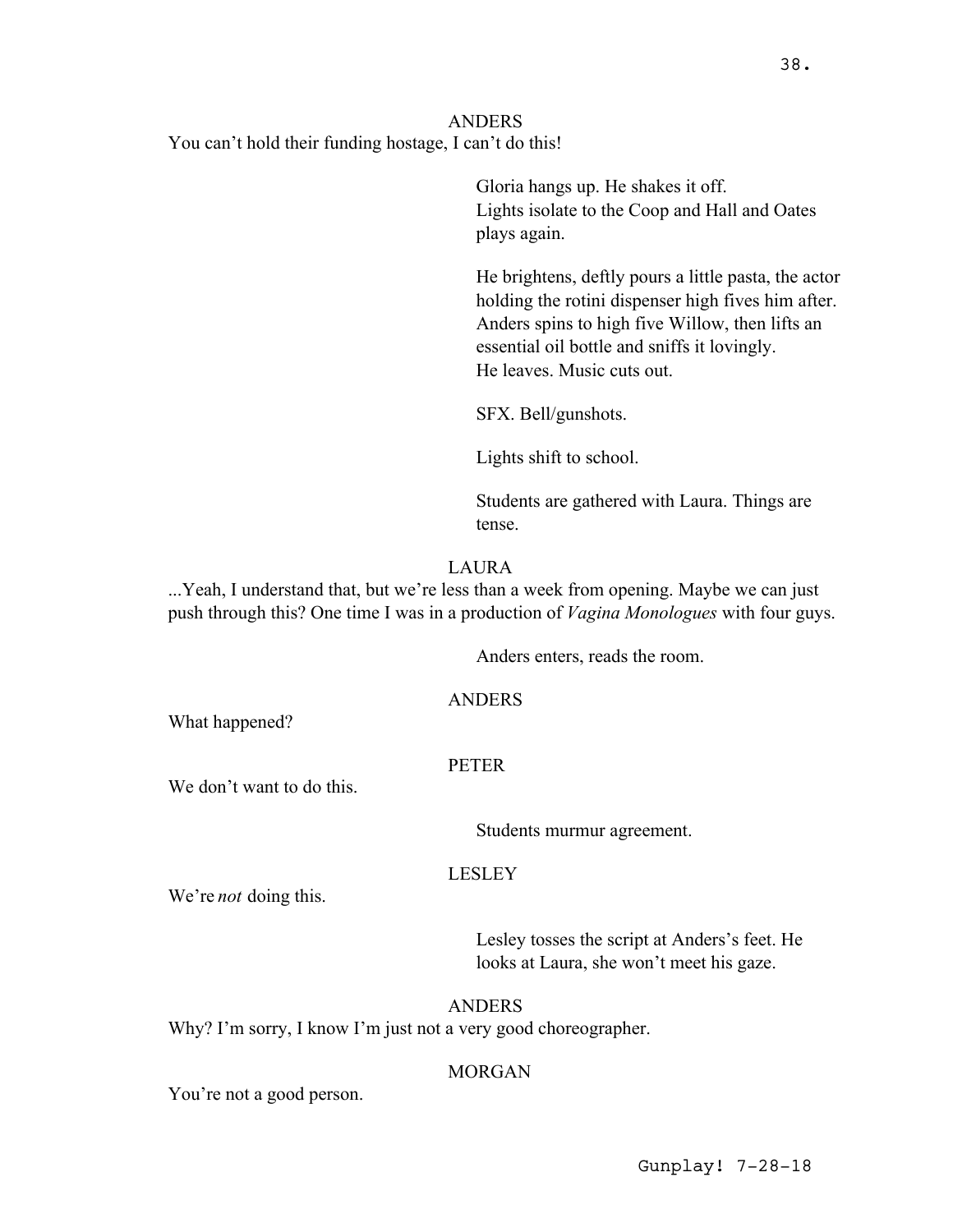ANDERS

You can't hold their funding hostage, I can't do this!

Gloria hangs up. He shakes it off.
Lights isolate to the Coop and Hall and Oates plays again.

He brightens, deftly pours a little pasta, the actor holding the rotini dispenser high fives him after. Anders spins to high five Willow, then lifts an essential oil bottle and sniffs it lovingly.
He leaves. Music cuts out.

SFX. Bell/gunshots.

Lights shift to school.

Students are gathered with Laura. Things are tense.

LAURA

...Yeah, I understand that, but we're less than a week from opening. Maybe we can just push through this? One time I was in a production of *Vagina Monologues* with four guys.

Anders enters, reads the room.

ANDERS

What happened?

PETER

We don't want to do this.

Students murmur agreement.

LESLEY

We're *not* doing this.

Lesley tosses the script at Anders's feet. He looks at Laura, she won't meet his gaze.

ANDERS

Why? I'm sorry, I know I'm just not a very good choreographer.

MORGAN

You're not a good person.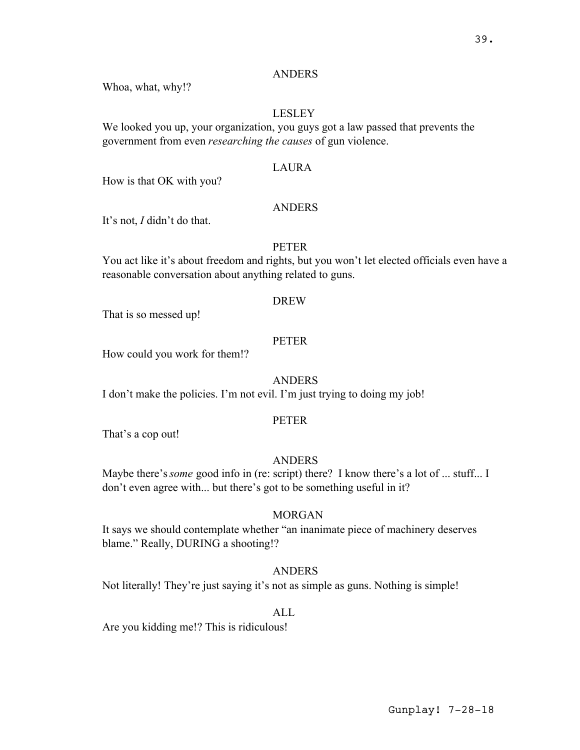ANDERS

Whoa, what, why!?

LESLEY

We looked you up, your organization, you guys got a law passed that prevents the government from even *researching the causes* of gun violence.

LAURA

How is that OK with you?

ANDERS

It's not, *I* didn't do that.

PETER

You act like it's about freedom and rights, but you won't let elected officials even have a reasonable conversation about anything related to guns.

DREW

That is so messed up!

PETER

How could you work for them!?

ANDERS

I don't make the policies. I'm not evil. I'm just trying to doing my job!

PETER

That's a cop out!

ANDERS

Maybe there's *some* good info in (re: script) there? I know there's a lot of ... stuff... I don't even agree with... but there's got to be something useful in it?

MORGAN

It says we should contemplate whether "an inanimate piece of machinery deserves blame." Really, DURING a shooting!?

ANDERS

Not literally! They're just saying it's not as simple as guns. Nothing is simple!

ALL

Are you kidding me!? This is ridiculous!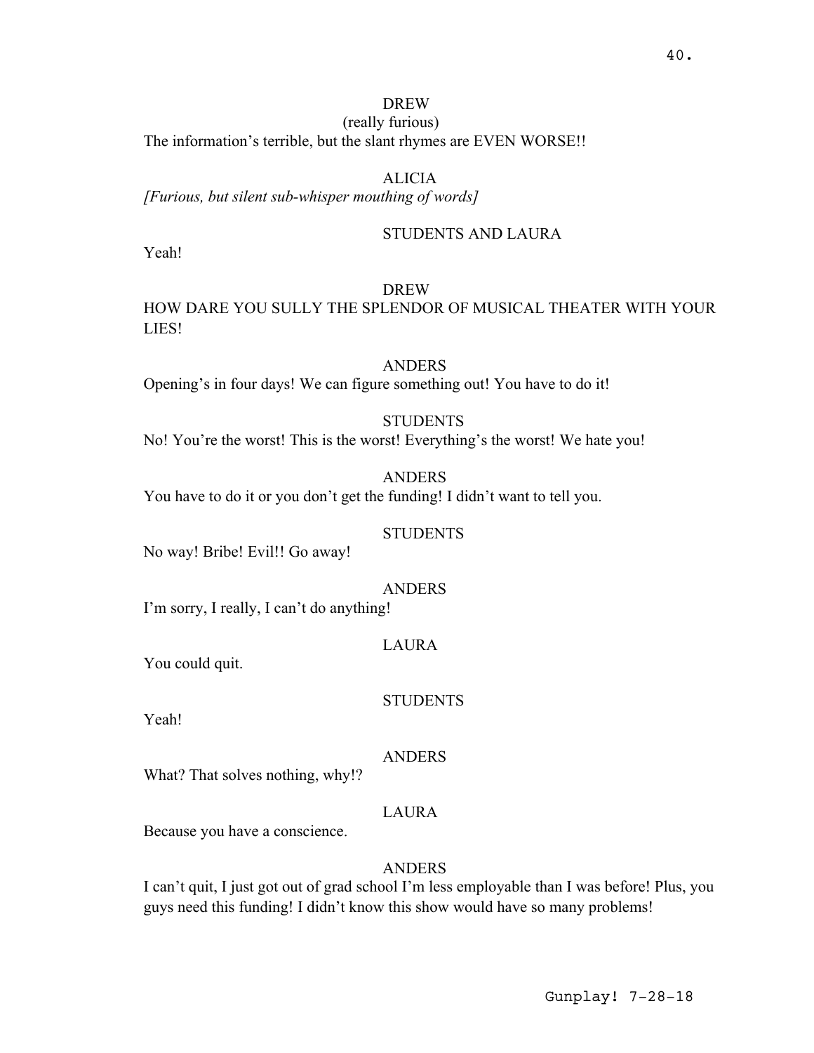DREW
(really furious)
The information's terrible, but the slant rhymes are EVEN WORSE!!

ALICIA
*[Furious, but silent sub-whisper mouthing of words]*

STUDENTS AND LAURA
Yeah!

DREW
HOW DARE YOU SULLY THE SPLENDOR OF MUSICAL THEATER WITH YOUR LIES!

ANDERS
Opening's in four days! We can figure something out! You have to do it!

STUDENTS
No! You're the worst! This is the worst! Everything's the worst! We hate you!

ANDERS
You have to do it or you don't get the funding! I didn't want to tell you.

STUDENTS
No way! Bribe! Evil!! Go away!

ANDERS
I'm sorry, I really, I can't do anything!

LAURA
You could quit.

STUDENTS
Yeah!

ANDERS
What? That solves nothing, why!?

LAURA
Because you have a conscience.

ANDERS
I can't quit, I just got out of grad school I'm less employable than I was before! Plus, you guys need this funding! I didn't know this show would have so many problems!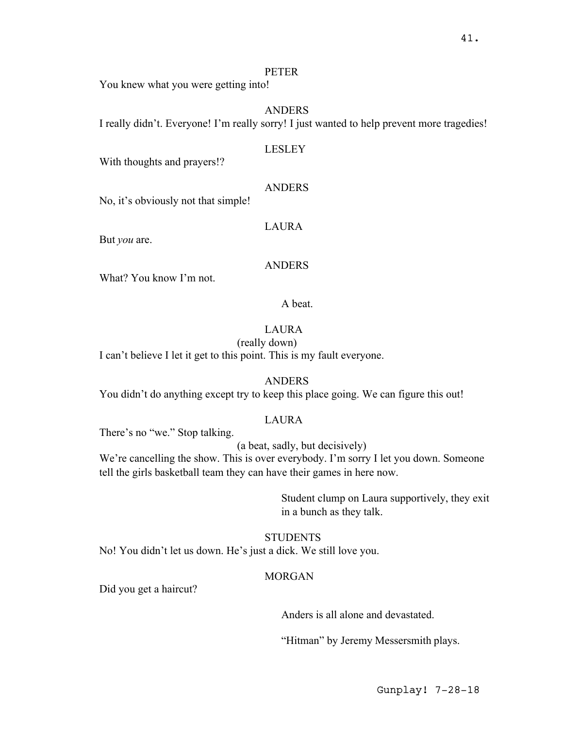PETER

You knew what you were getting into!

ANDERS

I really didn't. Everyone! I'm really sorry! I just wanted to help prevent more tragedies!

LESLEY

With thoughts and prayers!?

ANDERS

No, it's obviously not that simple!

LAURA

But *you* are.

ANDERS

What? You know I'm not.

A beat.

LAURA

(really down)

I can't believe I let it get to this point. This is my fault everyone.

ANDERS

You didn't do anything except try to keep this place going. We can figure this out!

LAURA

There's no "we." Stop talking.

(a beat, sadly, but decisively)

We're cancelling the show. This is over everybody. I'm sorry I let you down. Someone tell the girls basketball team they can have their games in here now.

Student clump on Laura supportively, they exit in a bunch as they talk.

STUDENTS

No! You didn't let us down. He's just a dick. We still love you.

MORGAN

Did you get a haircut?

Anders is all alone and devastated.

"Hitman" by Jeremy Messersmith plays.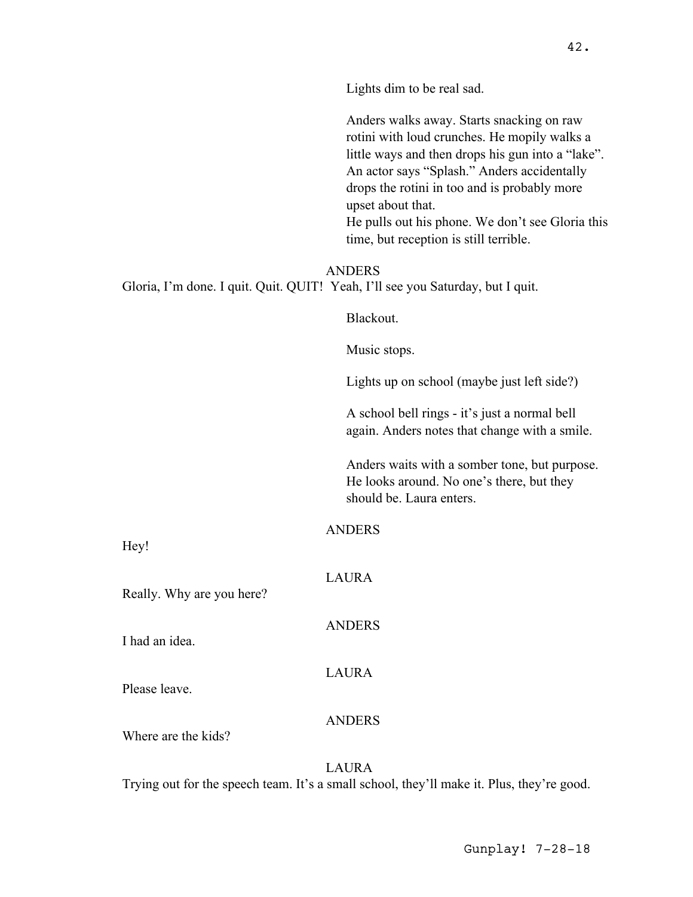Lights dim to be real sad.

Anders walks away. Starts snacking on raw rotini with loud crunches. He mopily walks a little ways and then drops his gun into a "lake". An actor says "Splash." Anders accidentally drops the rotini in too and is probably more upset about that.
He pulls out his phone. We don't see Gloria this time, but reception is still terrible.

ANDERS

Gloria, I'm done. I quit. Quit. QUIT! Yeah, I'll see you Saturday, but I quit.

Blackout.

Music stops.

Lights up on school (maybe just left side?)

A school bell rings - it's just a normal bell again. Anders notes that change with a smile.

Anders waits with a somber tone, but purpose. He looks around. No one's there, but they should be. Laura enters.

ANDERS

Hey!

LAURA

Really. Why are you here?

ANDERS

I had an idea.

LAURA

Please leave.

ANDERS

Where are the kids?

LAURA

Trying out for the speech team. It's a small school, they'll make it. Plus, they're good.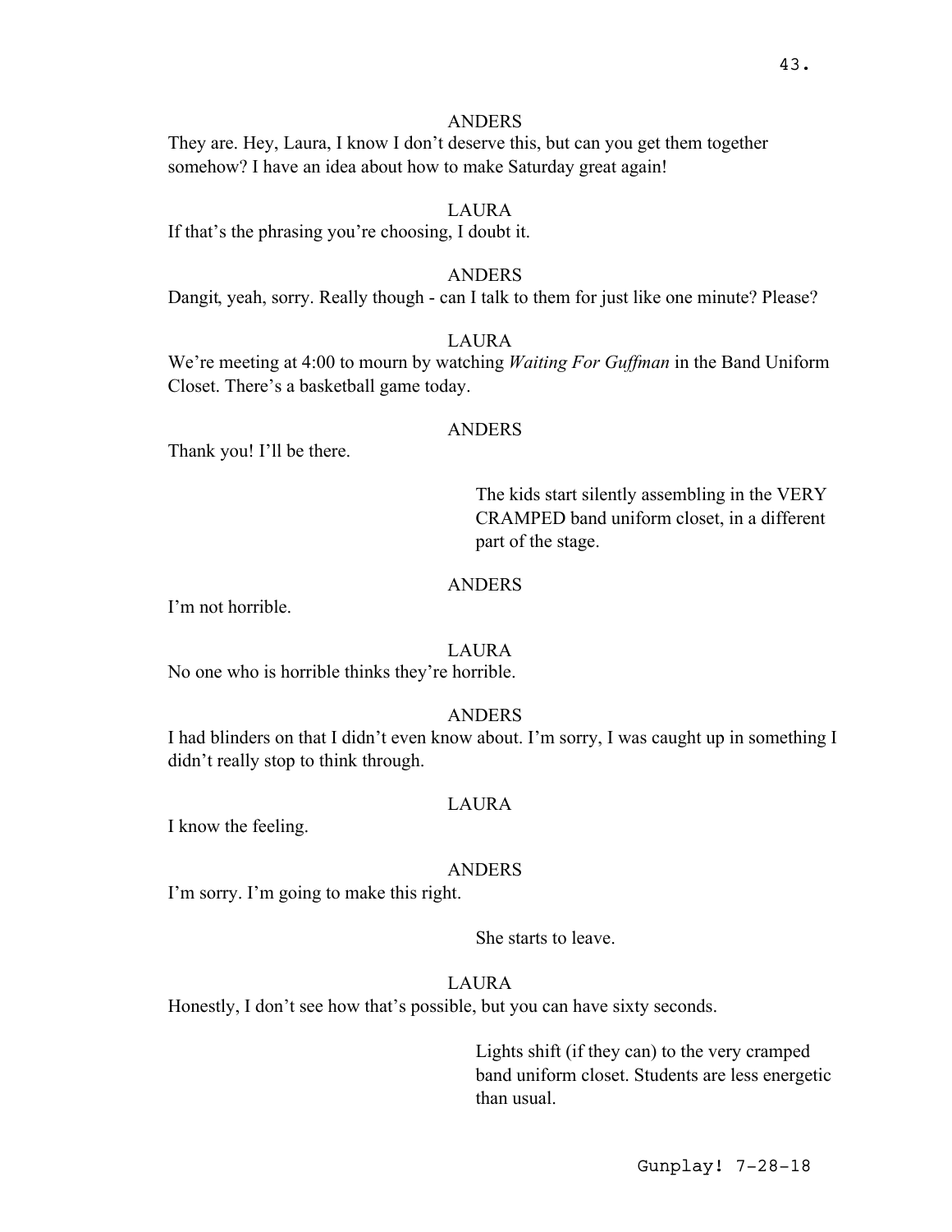ANDERS

They are. Hey, Laura, I know I don't deserve this, but can you get them together somehow? I have an idea about how to make Saturday great again!

LAURA

If that's the phrasing you're choosing, I doubt it.

ANDERS

Dangit, yeah, sorry. Really though - can I talk to them for just like one minute? Please?

LAURA

We're meeting at 4:00 to mourn by watching *Waiting For Guffman* in the Band Uniform Closet. There's a basketball game today.

ANDERS

Thank you! I'll be there.

The kids start silently assembling in the VERY CRAMPED band uniform closet, in a different part of the stage.

ANDERS

I'm not horrible.

LAURA

No one who is horrible thinks they're horrible.

ANDERS

I had blinders on that I didn't even know about. I'm sorry, I was caught up in something I didn't really stop to think through.

LAURA

I know the feeling.

ANDERS

I'm sorry. I'm going to make this right.

She starts to leave.

LAURA

Honestly, I don't see how that's possible, but you can have sixty seconds.

Lights shift (if they can) to the very cramped band uniform closet. Students are less energetic than usual.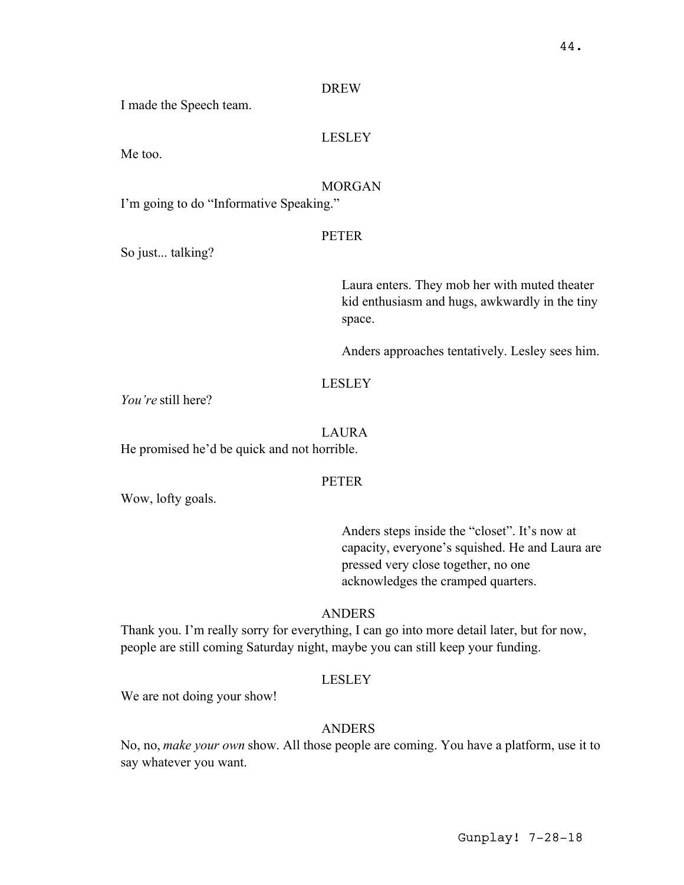DREW

I made the Speech team.

LESLEY

Me too.

MORGAN

I'm going to do "Informative Speaking."

PETER

So just... talking?

Laura enters. They mob her with muted theater kid enthusiasm and hugs, awkwardly in the tiny space.

Anders approaches tentatively. Lesley sees him.

LESLEY

*You're* still here?

LAURA

He promised he'd be quick and not horrible.

PETER

Wow, lofty goals.

Anders steps inside the "closet". It's now at capacity, everyone's squished. He and Laura are pressed very close together, no one acknowledges the cramped quarters.

ANDERS

Thank you. I'm really sorry for everything, I can go into more detail later, but for now, people are still coming Saturday night, maybe you can still keep your funding.

LESLEY

We are not doing your show!

ANDERS

No, no, *make your own* show. All those people are coming. You have a platform, use it to say whatever you want.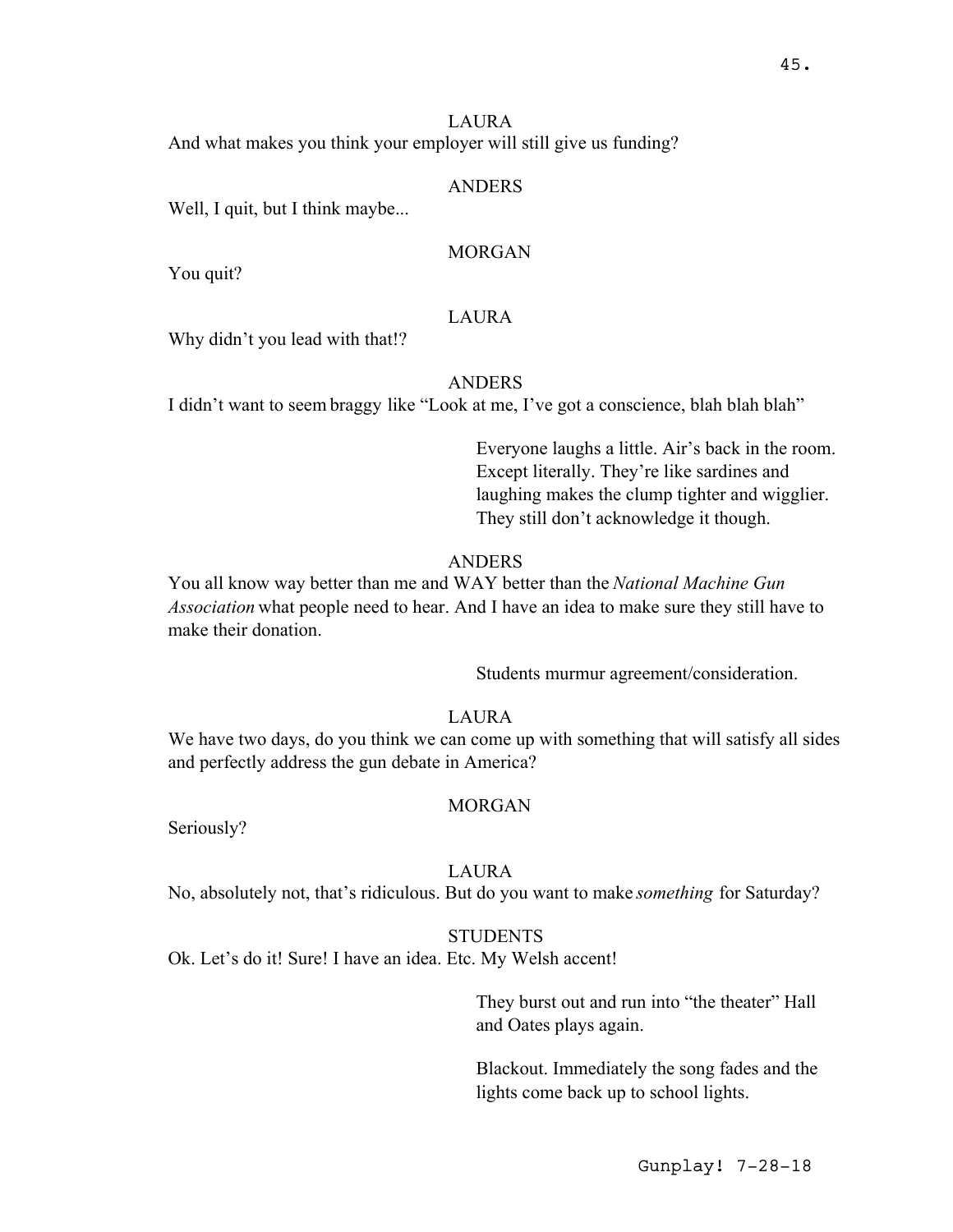LAURA

And what makes you think your employer will still give us funding?

ANDERS

Well, I quit, but I think maybe...

MORGAN

You quit?

LAURA

Why didn't you lead with that!?

ANDERS

I didn't want to seem braggy like "Look at me, I've got a conscience, blah blah blah"

> Everyone laughs a little. Air's back in the room. Except literally. They're like sardines and laughing makes the clump tighter and wigglier. They still don't acknowledge it though.

ANDERS

You all know way better than me and WAY better than the *National Machine Gun Association* what people need to hear. And I have an idea to make sure they still have to make their donation.

> Students murmur agreement/consideration.

LAURA

We have two days, do you think we can come up with something that will satisfy all sides and perfectly address the gun debate in America?

MORGAN

Seriously?

LAURA

No, absolutely not, that's ridiculous. But do you want to make *something* for Saturday?

STUDENTS

Ok. Let's do it! Sure! I have an idea. Etc. My Welsh accent!

> They burst out and run into "the theater" Hall and Oates plays again.

> Blackout. Immediately the song fades and the lights come back up to school lights.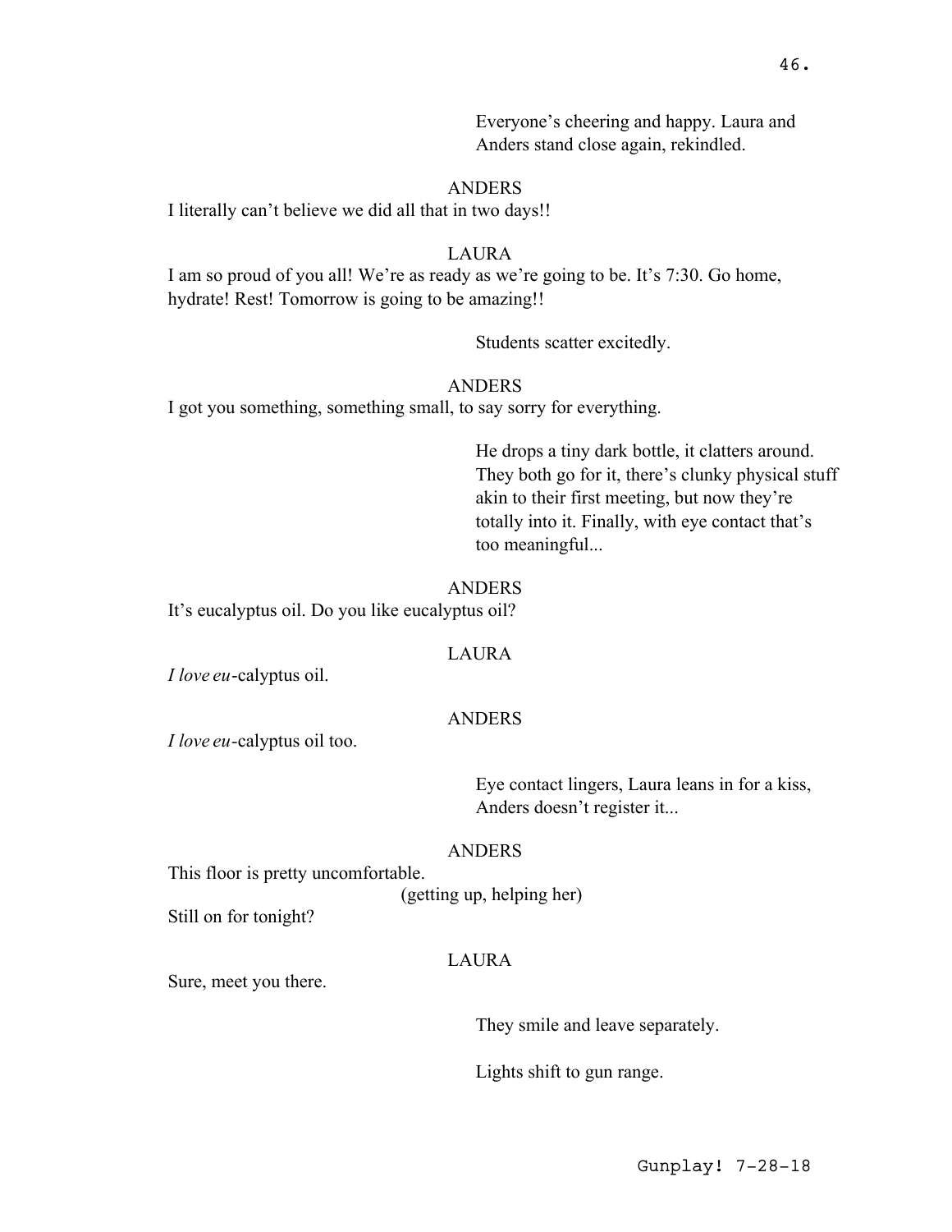Everyone's cheering and happy. Laura and Anders stand close again, rekindled.

ANDERS

I literally can't believe we did all that in two days!!

LAURA

I am so proud of you all! We're as ready as we're going to be. It's 7:30. Go home, hydrate! Rest! Tomorrow is going to be amazing!!

Students scatter excitedly.

ANDERS

I got you something, something small, to say sorry for everything.

He drops a tiny dark bottle, it clatters around. They both go for it, there's clunky physical stuff akin to their first meeting, but now they're totally into it. Finally, with eye contact that's too meaningful...

ANDERS

It's eucalyptus oil. Do you like eucalyptus oil?

LAURA

*I love eu*-calyptus oil.

ANDERS

*I love eu*-calyptus oil too.

Eye contact lingers, Laura leans in for a kiss, Anders doesn't register it...

ANDERS

This floor is pretty uncomfortable.

(getting up, helping her)

Still on for tonight?

LAURA

Sure, meet you there.

They smile and leave separately.

Lights shift to gun range.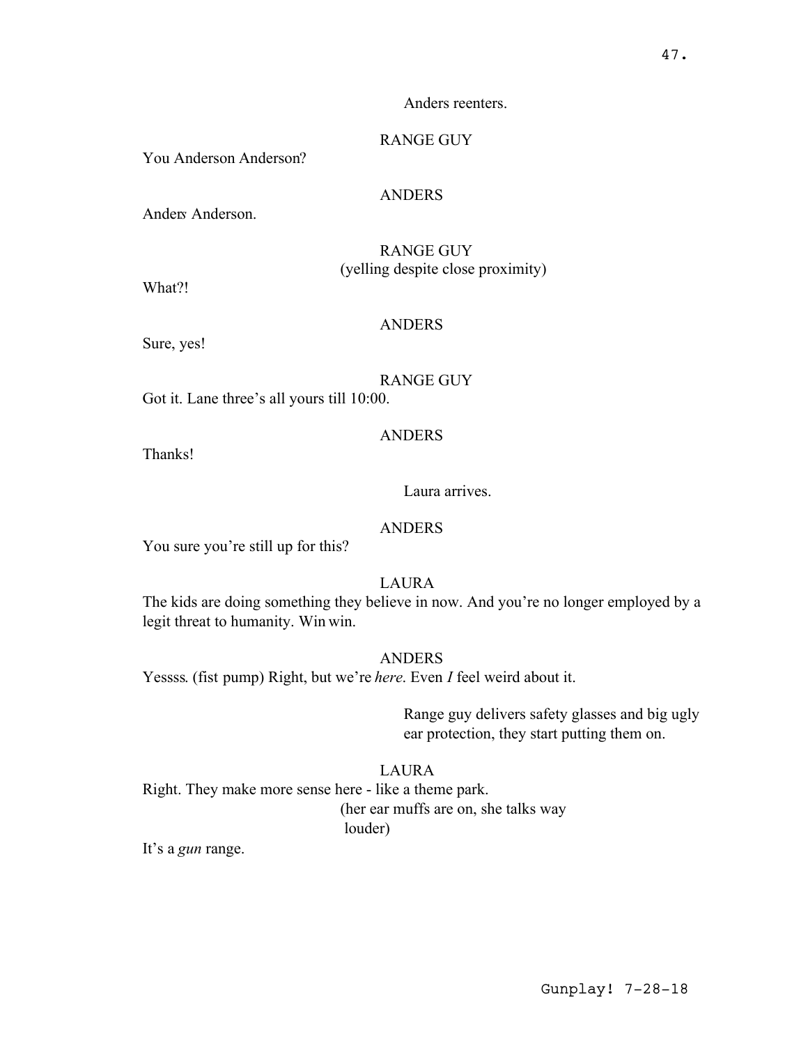Anders reenters.

RANGE GUY

You Anderson Anderson?

ANDERS

Anders Anderson.

RANGE GUY
(yelling despite close proximity)

What?!

ANDERS

Sure, yes!

RANGE GUY

Got it. Lane three's all yours till 10:00.

ANDERS

Thanks!

Laura arrives.

ANDERS

You sure you're still up for this?

LAURA

The kids are doing something they believe in now. And you're no longer employed by a legit threat to humanity. Win win.

ANDERS

Yessss. (fist pump) Right, but we're *here*. Even *I* feel weird about it.

Range guy delivers safety glasses and big ugly ear protection, they start putting them on.

LAURA

Right. They make more sense here - like a theme park.
(her ear muffs are on, she talks way louder)
It's a *gun* range.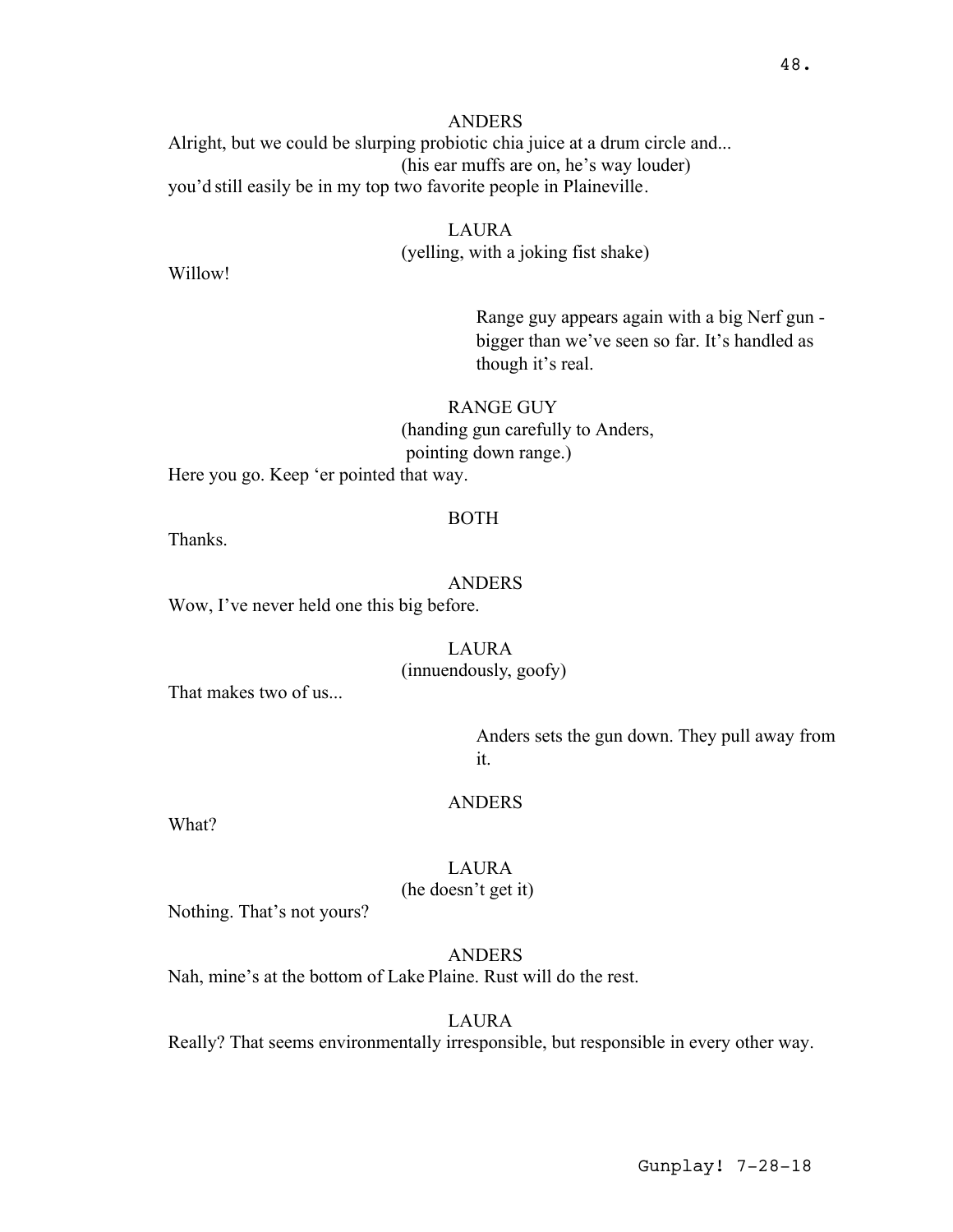ANDERS

Alright, but we could be slurping probiotic chia juice at a drum circle and...

(his ear muffs are on, he's way louder)

you'd still easily be in my top two favorite people in Plaineville.

LAURA

(yelling, with a joking fist shake)

Willow!

Range guy appears again with a big Nerf gun - bigger than we've seen so far. It's handled as though it's real.

RANGE GUY

(handing gun carefully to Anders, pointing down range.)

Here you go. Keep 'er pointed that way.

BOTH

Thanks.

ANDERS

Wow, I've never held one this big before.

LAURA

(innuendously, goofy)

That makes two of us...

Anders sets the gun down. They pull away from it.

ANDERS

What?

LAURA

(he doesn't get it)

Nothing. That's not yours?

ANDERS

Nah, mine's at the bottom of Lake Plaine. Rust will do the rest.

LAURA

Really? That seems environmentally irresponsible, but responsible in every other way.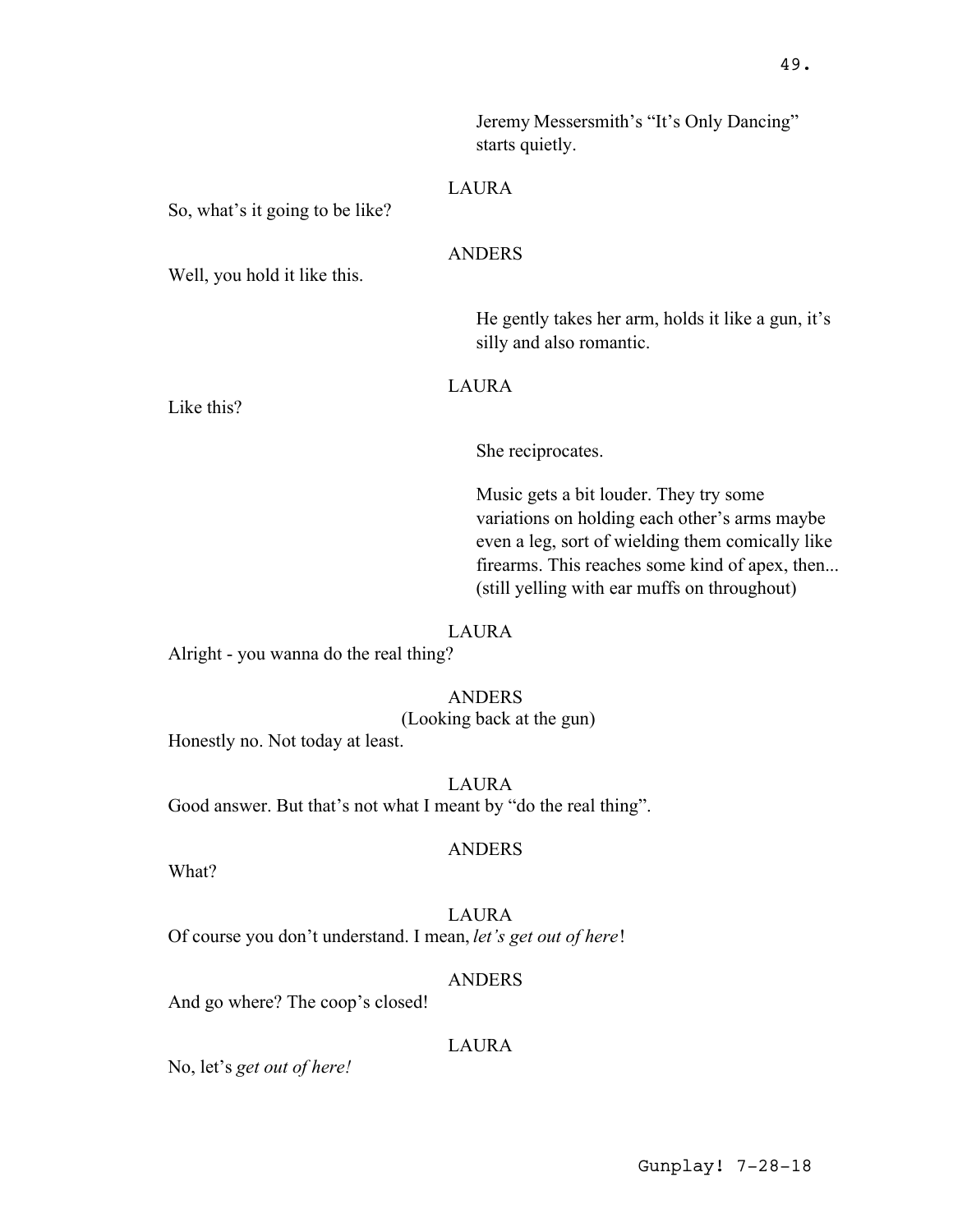Jeremy Messersmith's "It's Only Dancing" starts quietly.

LAURA

So, what's it going to be like?

ANDERS

Well, you hold it like this.

He gently takes her arm, holds it like a gun, it's silly and also romantic.

LAURA

Like this?

She reciprocates.

Music gets a bit louder. They try some variations on holding each other's arms maybe even a leg, sort of wielding them comically like firearms. This reaches some kind of apex, then... (still yelling with ear muffs on throughout)

LAURA

Alright - you wanna do the real thing?

ANDERS

(Looking back at the gun)

Honestly no. Not today at least.

LAURA

Good answer. But that's not what I meant by "do the real thing".

ANDERS

What?

LAURA

Of course you don't understand. I mean, *let's get out of here*!

ANDERS

And go where? The coop's closed!

LAURA

No, let's *get out of here!*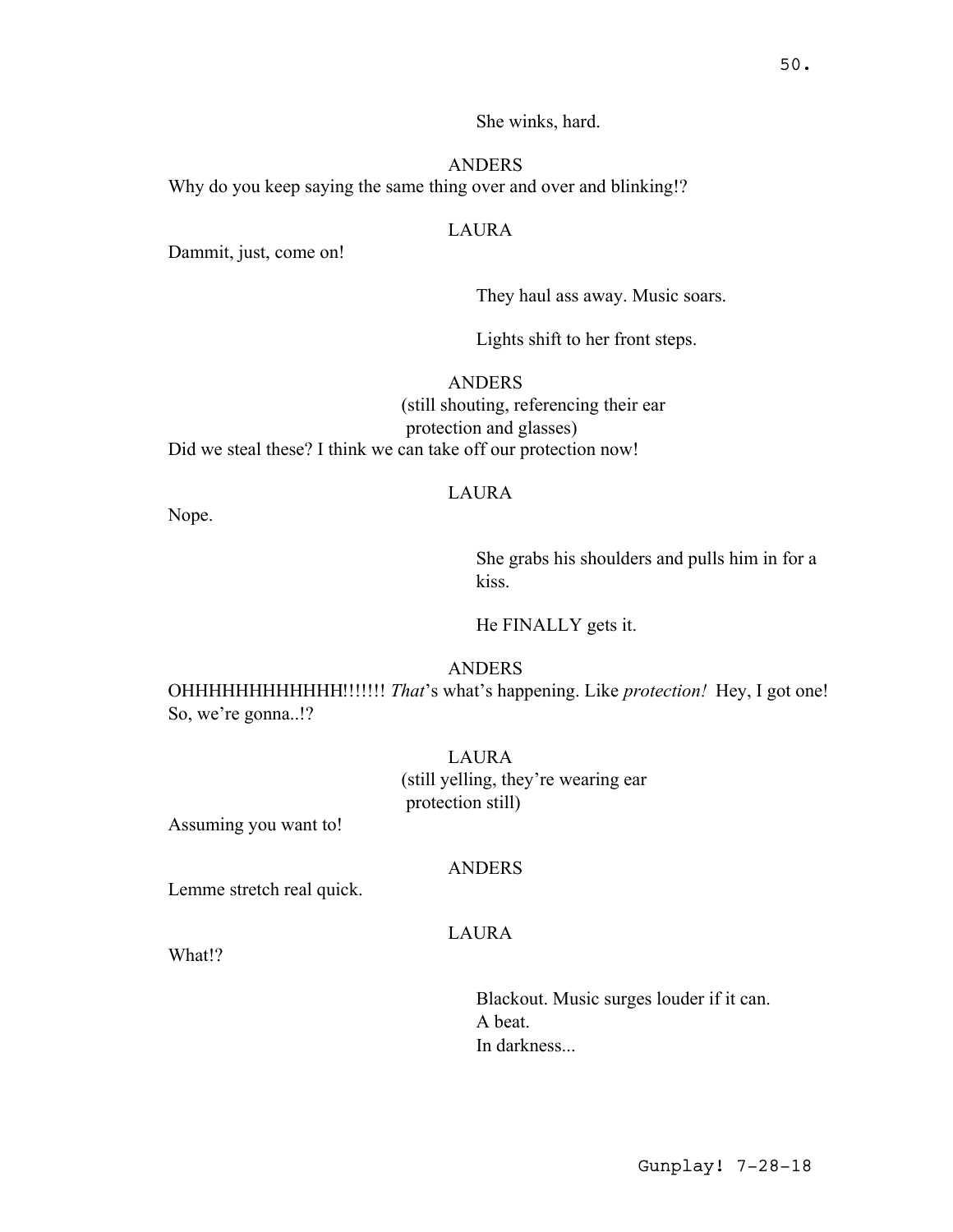She winks, hard.

ANDERS

Why do you keep saying the same thing over and over and blinking!?

LAURA

Dammit, just, come on!

They haul ass away. Music soars.

Lights shift to her front steps.

ANDERS

(still shouting, referencing their ear protection and glasses)

Did we steal these? I think we can take off our protection now!

LAURA

Nope.

She grabs his shoulders and pulls him in for a kiss.

He FINALLY gets it.

ANDERS

OHHHHHHHHHHHH!!!!!!! *That*'s what's happening. Like *protection!* Hey, I got one! So, we're gonna..!?

LAURA

(still yelling, they're wearing ear protection still)

Assuming you want to!

ANDERS

Lemme stretch real quick.

LAURA

What!?

Blackout. Music surges louder if it can.
A beat.
In darkness...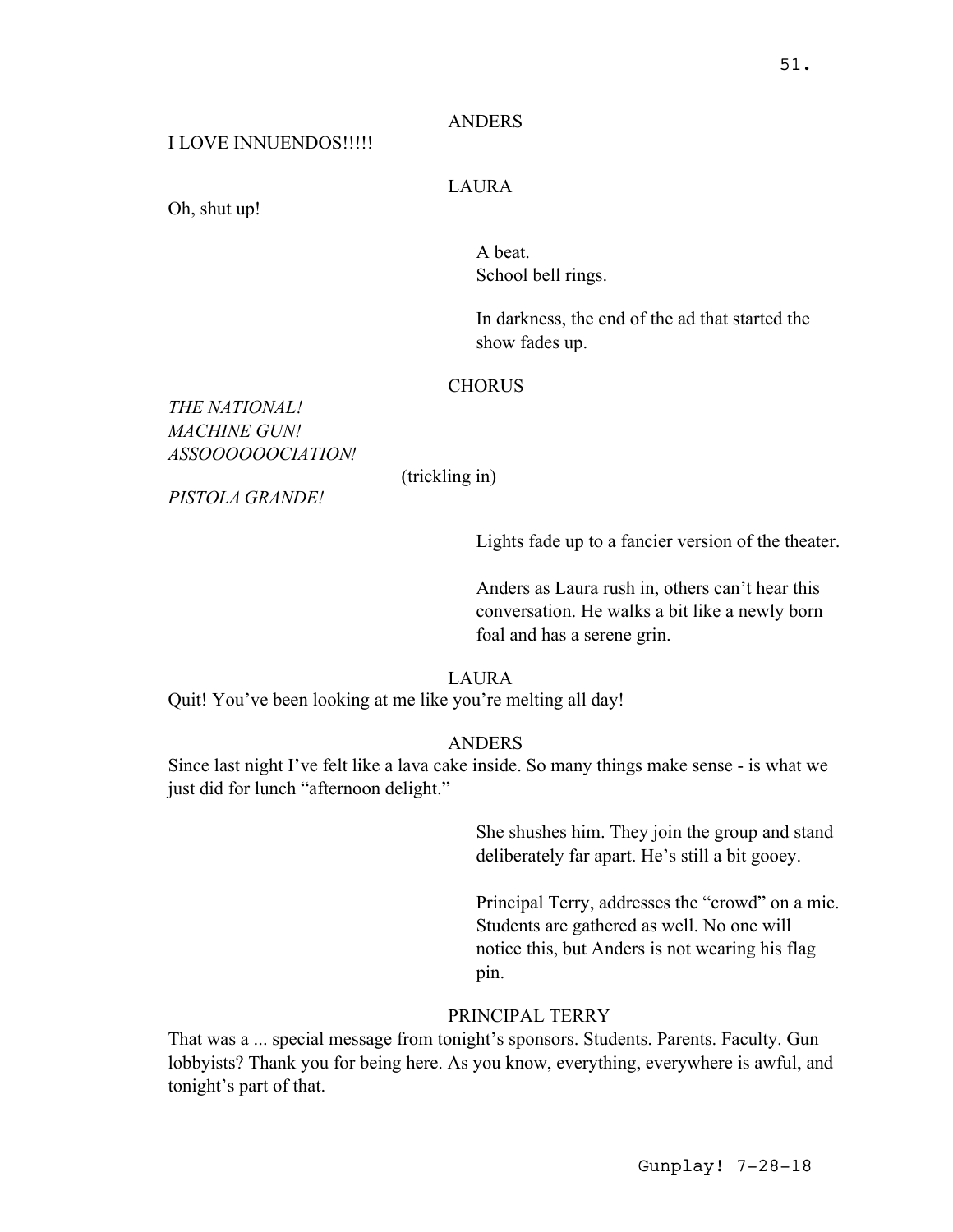ANDERS

I LOVE INNUENDOS!!!!!

LAURA

Oh, shut up!

A beat.
School bell rings.

In darkness, the end of the ad that started the show fades up.

CHORUS

*THE NATIONAL!*
*MACHINE GUN!*
*ASSOOOOOOCIATION!*

(trickling in)

*PISTOLA GRANDE!*

Lights fade up to a fancier version of the theater.

Anders as Laura rush in, others can't hear this conversation. He walks a bit like a newly born foal and has a serene grin.

LAURA

Quit! You've been looking at me like you're melting all day!

ANDERS

Since last night I've felt like a lava cake inside. So many things make sense - is what we just did for lunch "afternoon delight."

She shushes him. They join the group and stand deliberately far apart. He's still a bit gooey.

Principal Terry, addresses the "crowd" on a mic. Students are gathered as well. No one will notice this, but Anders is not wearing his flag pin.

PRINCIPAL TERRY

That was a ... special message from tonight's sponsors. Students. Parents. Faculty. Gun lobbyists? Thank you for being here. As you know, everything, everywhere is awful, and tonight's part of that.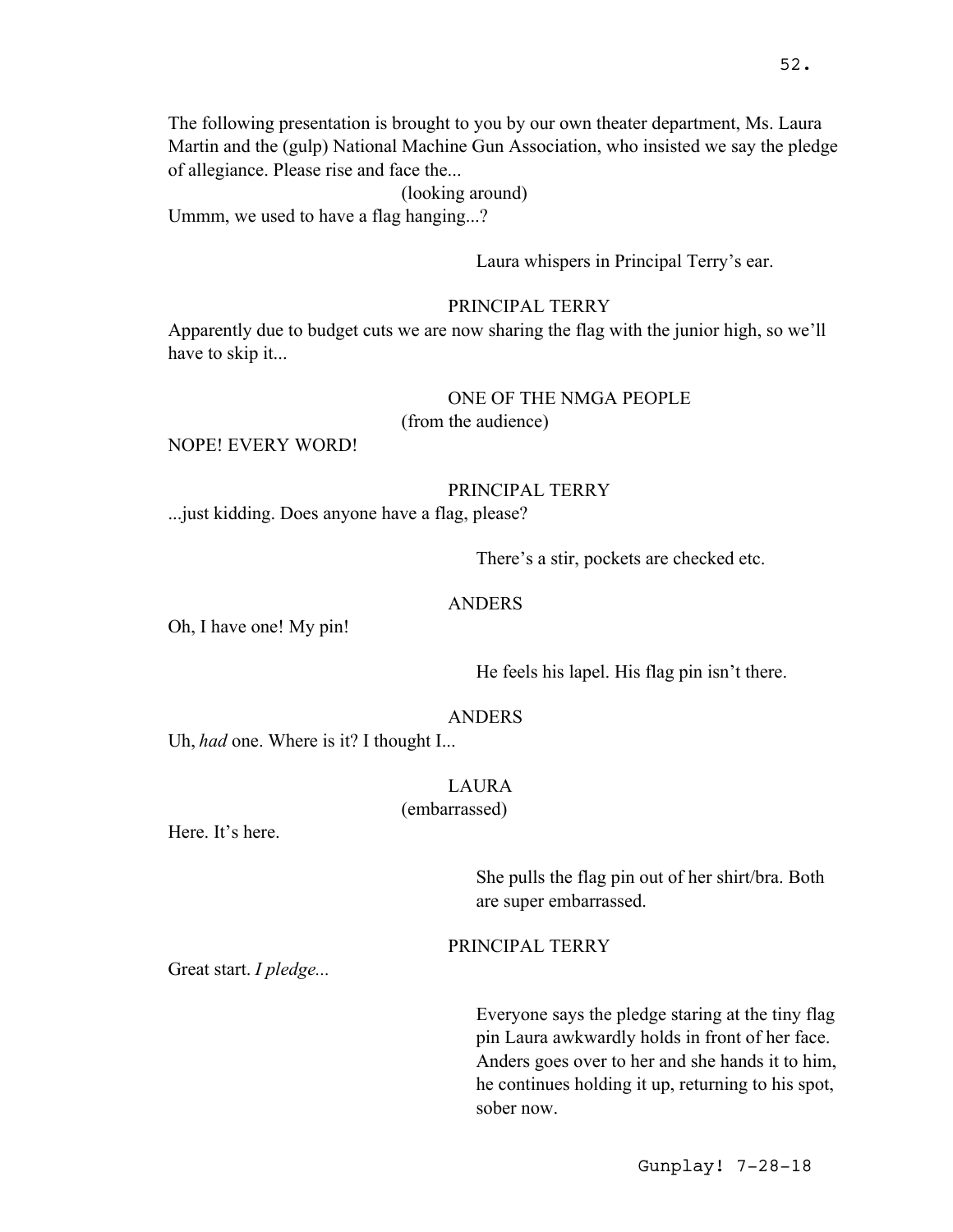The following presentation is brought to you by our own theater department, Ms. Laura Martin and the (gulp) National Machine Gun Association, who insisted we say the pledge of allegiance. Please rise and face the...

(looking around)

Ummm, we used to have a flag hanging...?

Laura whispers in Principal Terry's ear.

PRINCIPAL TERRY

Apparently due to budget cuts we are now sharing the flag with the junior high, so we'll have to skip it...

ONE OF THE NMGA PEOPLE

(from the audience)

NOPE! EVERY WORD!

PRINCIPAL TERRY

...just kidding. Does anyone have a flag, please?

There's a stir, pockets are checked etc.

ANDERS

Oh, I have one! My pin!

He feels his lapel. His flag pin isn't there.

ANDERS

Uh, *had* one. Where is it? I thought I...

LAURA

(embarrassed)

Here. It's here.

She pulls the flag pin out of her shirt/bra. Both are super embarrassed.

PRINCIPAL TERRY

Great start. *I pledge...*

Everyone says the pledge staring at the tiny flag pin Laura awkwardly holds in front of her face. Anders goes over to her and she hands it to him, he continues holding it up, returning to his spot, sober now.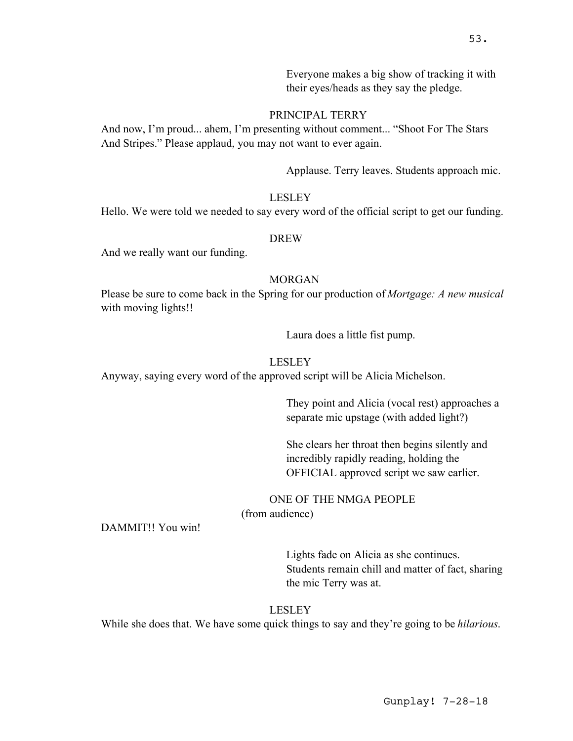Everyone makes a big show of tracking it with their eyes/heads as they say the pledge.

PRINCIPAL TERRY

And now, I'm proud... ahem, I'm presenting without comment... "Shoot For The Stars And Stripes." Please applaud, you may not want to ever again.

Applause. Terry leaves. Students approach mic.

LESLEY

Hello. We were told we needed to say every word of the official script to get our funding.

DREW

And we really want our funding.

MORGAN

Please be sure to come back in the Spring for our production of *Mortgage: A new musical* with moving lights!!

Laura does a little fist pump.

LESLEY

Anyway, saying every word of the approved script will be Alicia Michelson.

They point and Alicia (vocal rest) approaches a separate mic upstage (with added light?)

She clears her throat then begins silently and incredibly rapidly reading, holding the OFFICIAL approved script we saw earlier.

ONE OF THE NMGA PEOPLE

(from audience)

DAMMIT!! You win!

Lights fade on Alicia as she continues. Students remain chill and matter of fact, sharing the mic Terry was at.

LESLEY

While she does that. We have some quick things to say and they're going to be *hilarious*.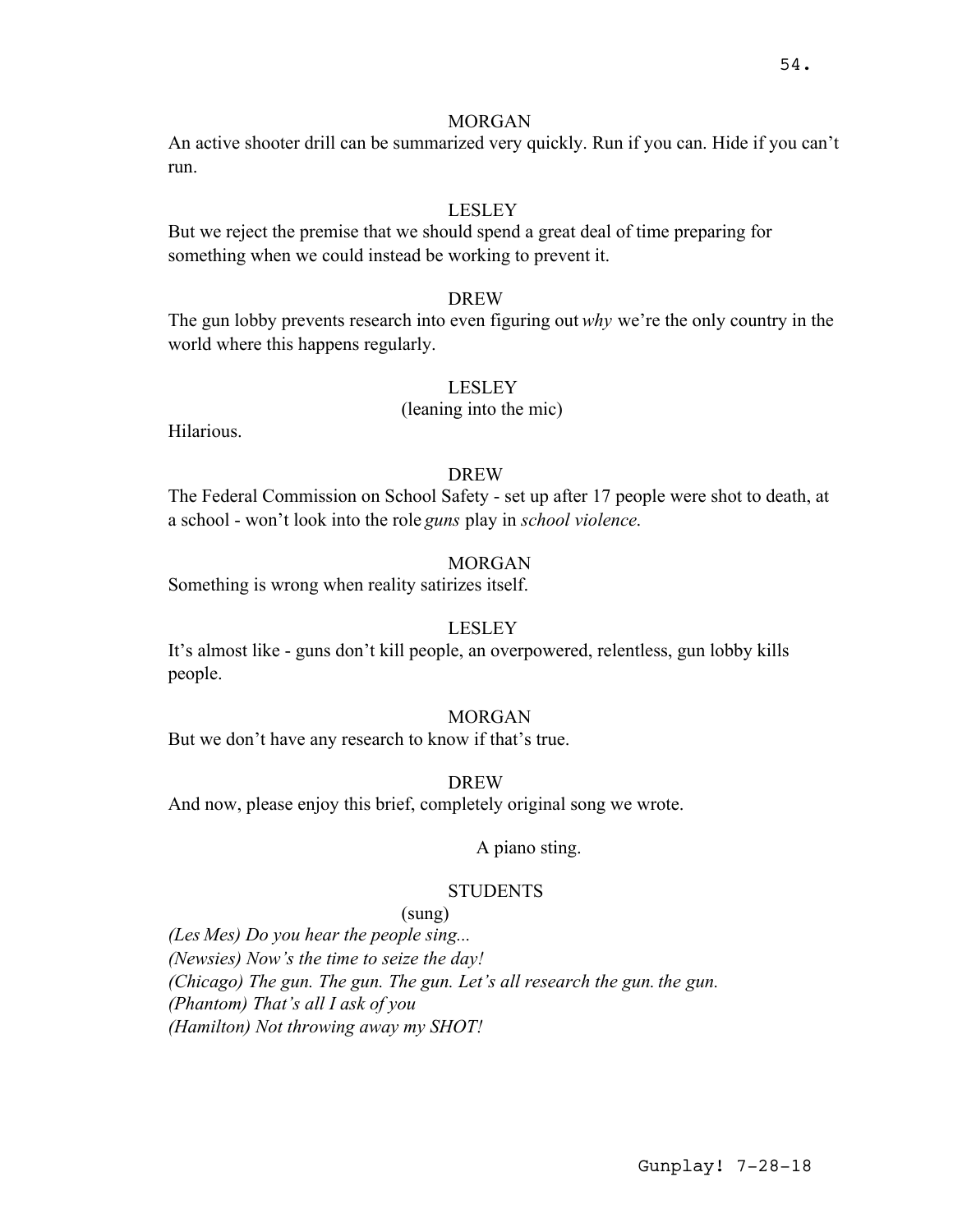MORGAN

An active shooter drill can be summarized very quickly. Run if you can. Hide if you can't run.

LESLEY

But we reject the premise that we should spend a great deal of time preparing for something when we could instead be working to prevent it.

DREW

The gun lobby prevents research into even figuring out *why* we're the only country in the world where this happens regularly.

LESLEY

(leaning into the mic)

Hilarious.

DREW

The Federal Commission on School Safety - set up after 17 people were shot to death, at a school - won't look into the role *guns* play in *school violence*.

MORGAN

Something is wrong when reality satirizes itself.

LESLEY

It's almost like - guns don't kill people, an overpowered, relentless, gun lobby kills people.

MORGAN

But we don't have any research to know if that's true.

DREW

And now, please enjoy this brief, completely original song we wrote.

A piano sting.

STUDENTS

(sung)

*(Les Mes) Do you hear the people sing...*
*(Newsies) Now's the time to seize the day!*
*(Chicago) The gun. The gun. The gun. Let's all research the gun. the gun.*
*(Phantom) That's all I ask of you*
*(Hamilton) Not throwing away my SHOT!*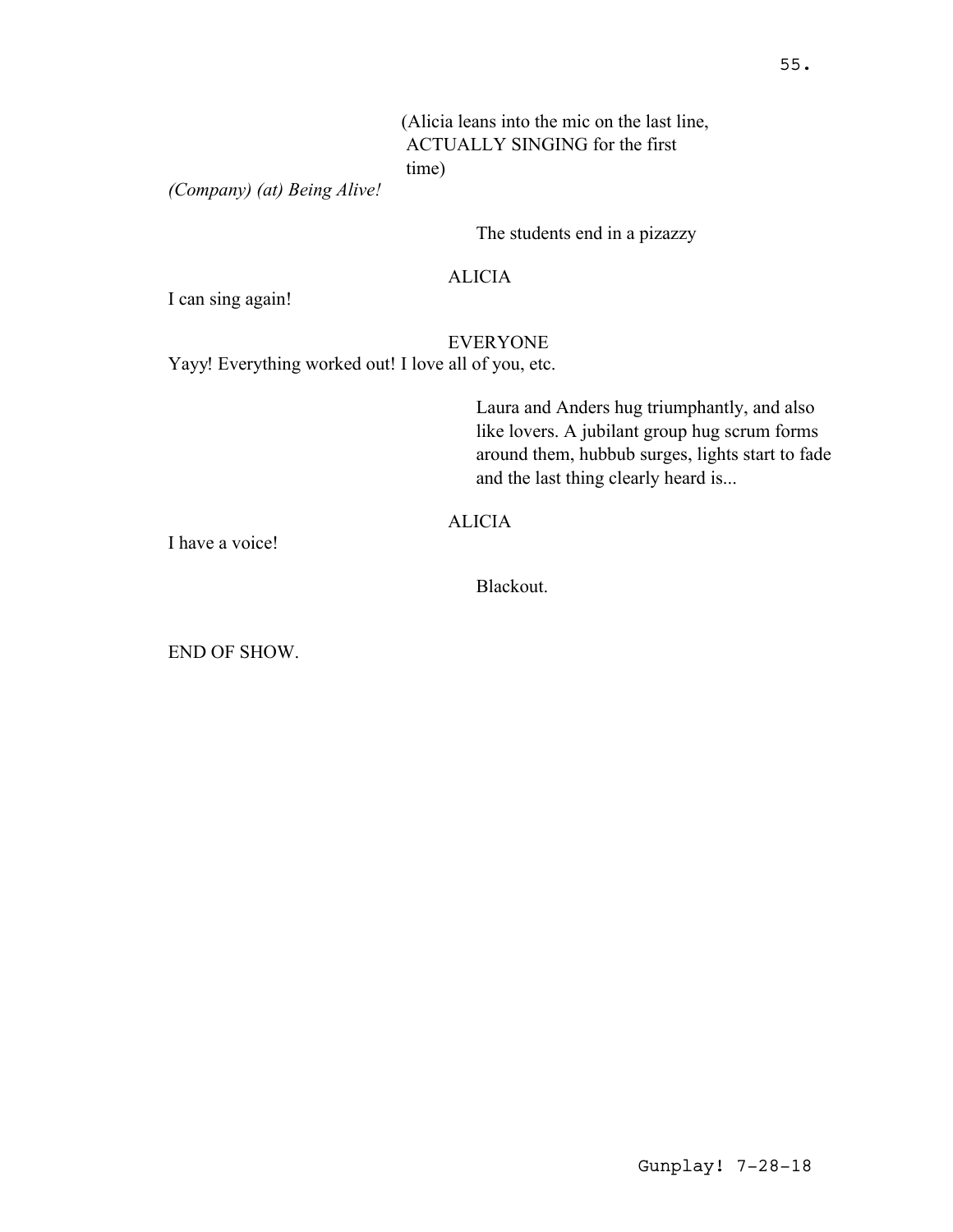(Alicia leans into the mic on the last line, ACTUALLY SINGING for the first time)

*(Company) (at) Being Alive!*

The students end in a pizazzy

ALICIA

I can sing again!

EVERYONE

Yayy! Everything worked out! I love all of you, etc.

Laura and Anders hug triumphantly, and also like lovers. A jubilant group hug scrum forms around them, hubbub surges, lights start to fade and the last thing clearly heard is...

ALICIA

I have a voice!

Blackout.

END OF SHOW.